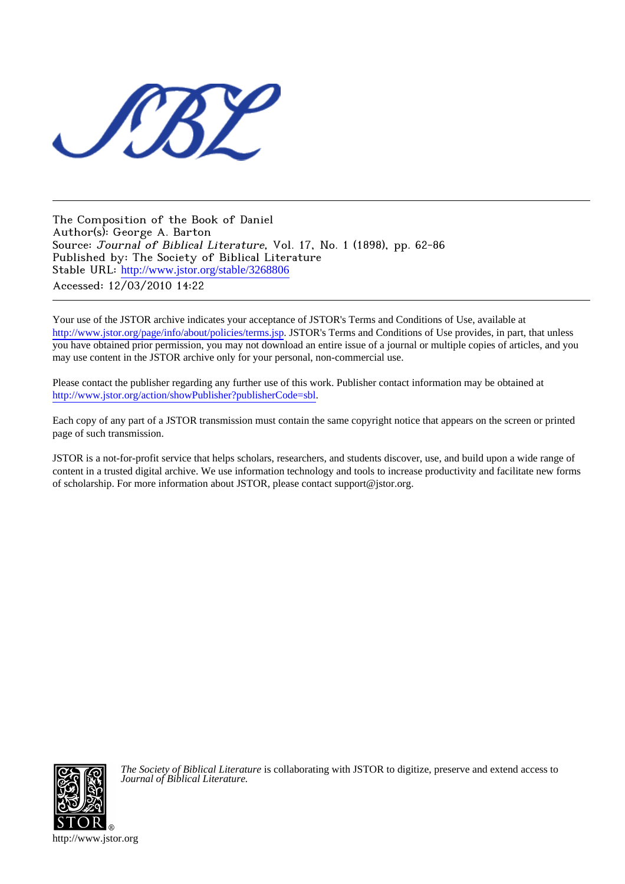The Composition of the Book of Daniel
Author(s): George A. Barton
Source: *Journal of Biblical Literature*, Vol. 17, No. 1 (1898), pp. 62-86
Published by: The Society of Biblical Literature
Stable URL: http://www.jstor.org/stable/3268806
Accessed: 12/03/2010 14:22

Your use of the JSTOR archive indicates your acceptance of JSTOR's Terms and Conditions of Use, available at http://www.jstor.org/page/info/about/policies/terms.jsp. JSTOR's Terms and Conditions of Use provides, in part, that unless you have obtained prior permission, you may not download an entire issue of a journal or multiple copies of articles, and you may use content in the JSTOR archive only for your personal, non-commercial use.

Please contact the publisher regarding any further use of this work. Publisher contact information may be obtained at http://www.jstor.org/action/showPublisher?publisherCode=sbl.

Each copy of any part of a JSTOR transmission must contain the same copyright notice that appears on the screen or printed page of such transmission.

JSTOR is a not-for-profit service that helps scholars, researchers, and students discover, use, and build upon a wide range of content in a trusted digital archive. We use information technology and tools to increase productivity and facilitate new forms of scholarship. For more information about JSTOR, please contact support@jstor.org.

*The Society of Biblical Literature* is collaborating with JSTOR to digitize, preserve and extend access to *Journal of Biblical Literature.*

http://www.jstor.org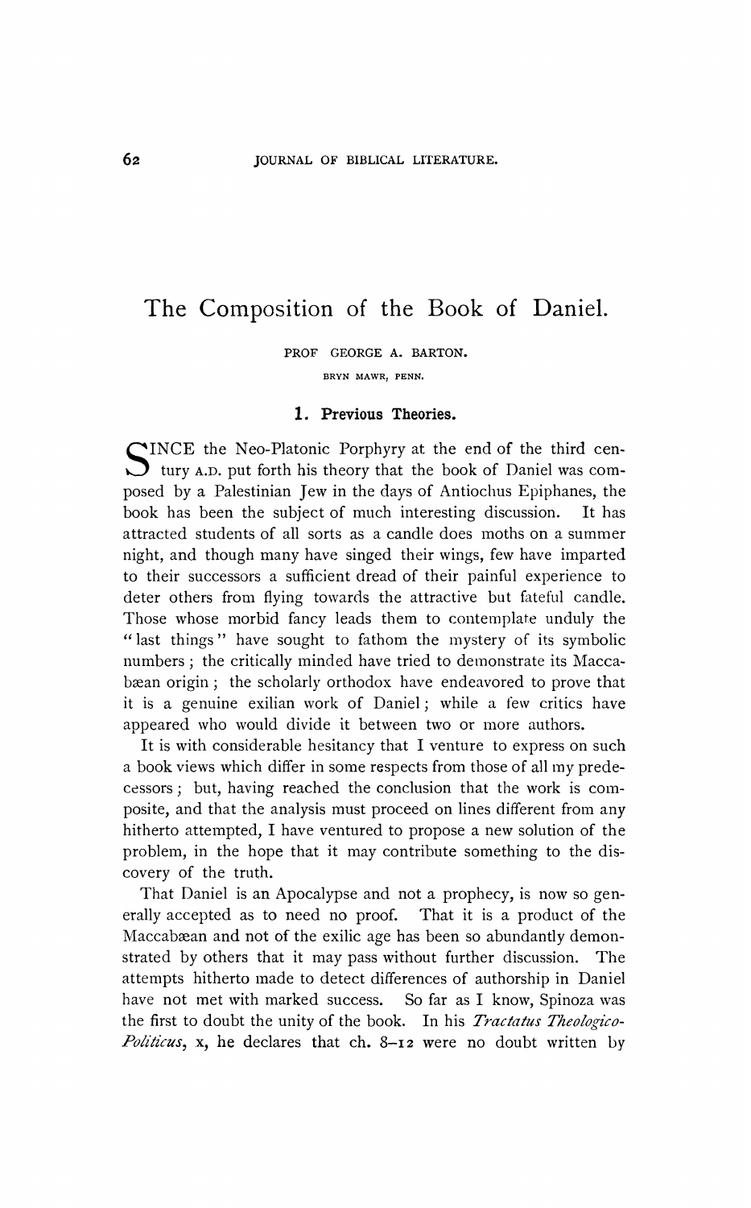# The Composition of the Book of Daniel.

PROF GEORGE A. BARTON.

BRYN MAWR, PENN.

## 1. Previous Theories.

SINCE the Neo-Platonic Porphyry at the end of the third century A.D. put forth his theory that the book of Daniel was composed by a Palestinian Jew in the days of Antiochus Epiphanes, the book has been the subject of much interesting discussion. It has attracted students of all sorts as a candle does moths on a summer night, and though many have singed their wings, few have imparted to their successors a sufficient dread of their painful experience to deter others from flying towards the attractive but fateful candle. Those whose morbid fancy leads them to contemplate unduly the "last things" have sought to fathom the mystery of its symbolic numbers; the critically minded have tried to demonstrate its Maccabæan origin; the scholarly orthodox have endeavored to prove that it is a genuine exilian work of Daniel; while a few critics have appeared who would divide it between two or more authors.

It is with considerable hesitancy that I venture to express on such a book views which differ in some respects from those of all my predecessors; but, having reached the conclusion that the work is composite, and that the analysis must proceed on lines different from any hitherto attempted, I have ventured to propose a new solution of the problem, in the hope that it may contribute something to the discovery of the truth.

That Daniel is an Apocalypse and not a prophecy, is now so generally accepted as to need no proof. That it is a product of the Maccabæan and not of the exilic age has been so abundantly demonstrated by others that it may pass without further discussion. The attempts hitherto made to detect differences of authorship in Daniel have not met with marked success. So far as I know, Spinoza was the first to doubt the unity of the book. In his *Tractatus Theologico-Politicus*, x, he declares that ch. 8–12 were no doubt written by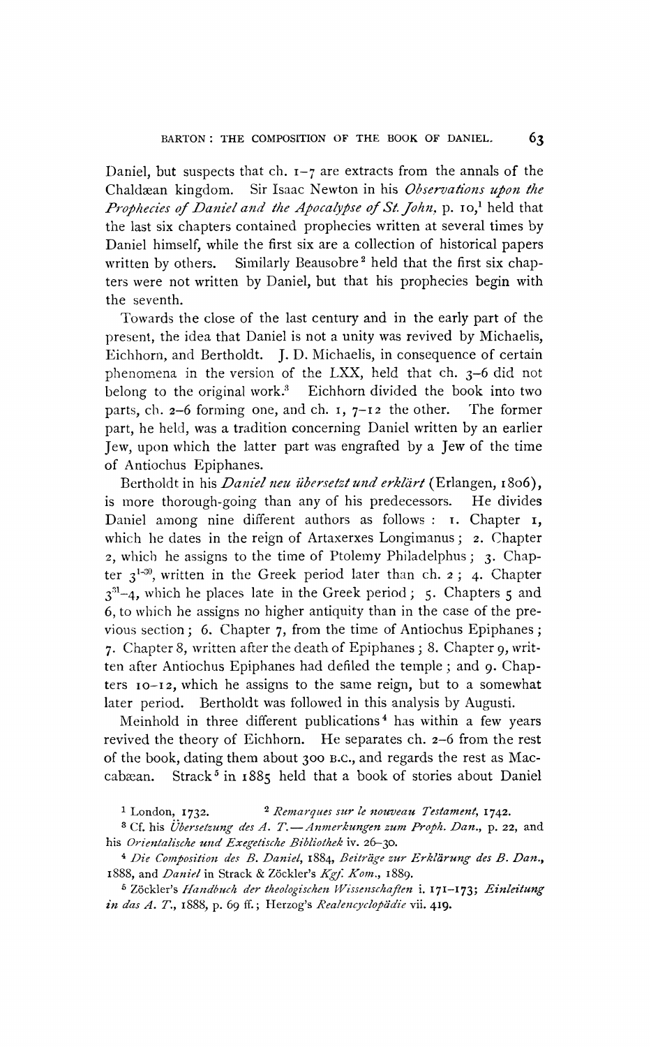Daniel, but suspects that ch. 1–7 are extracts from the annals of the Chaldæan kingdom. Sir Isaac Newton in his *Observations upon the Prophecies of Daniel and the Apocalypse of St. John*, p. 10,[1] held that the last six chapters contained prophecies written at several times by Daniel himself, while the first six are a collection of historical papers written by others. Similarly Beausobre[2] held that the first six chapters were not written by Daniel, but that his prophecies begin with the seventh.

Towards the close of the last century and in the early part of the present, the idea that Daniel is not a unity was revived by Michaelis, Eichhorn, and Bertholdt. J. D. Michaelis, in consequence of certain phenomena in the version of the LXX, held that ch. 3–6 did not belong to the original work.[3] Eichhorn divided the book into two parts, ch. 2–6 forming one, and ch. 1, 7–12 the other. The former part, he held, was a tradition concerning Daniel written by an earlier Jew, upon which the latter part was engrafted by a Jew of the time of Antiochus Epiphanes.

Bertholdt in his *Daniel neu übersetzt und erklärt* (Erlangen, 1806), is more thorough-going than any of his predecessors. He divides Daniel among nine different authors as follows: 1. Chapter 1, which he dates in the reign of Artaxerxes Longimanus; 2. Chapter 2, which he assigns to the time of Ptolemy Philadelphus; 3. Chapter $3^{1-30}$, written in the Greek period later than ch. 2; 4. Chapter $3^{31}$–4, which he places late in the Greek period; 5. Chapters 5 and 6, to which he assigns no higher antiquity than in the case of the previous section; 6. Chapter 7, from the time of Antiochus Epiphanes; 7. Chapter 8, written after the death of Epiphanes; 8. Chapter 9, written after Antiochus Epiphanes had defiled the temple; and 9. Chapters 10–12, which he assigns to the same reign, but to a somewhat later period. Bertholdt was followed in this analysis by Augusti.

Meinhold in three different publications[4] has within a few years revived the theory of Eichhorn. He separates ch. 2–6 from the rest of the book, dating them about 300 B.C., and regards the rest as Maccabæan. Strack[5] in 1885 held that a book of stories about Daniel

[1] London, 1732. [2] *Remarques sur le nouveau Testament*, 1742.

[3] Cf. his *Übersetzung des A. T.—Anmerkungen zum Proph. Dan.*, p. 22, and his *Orientalische und Exegetische Bibliothek* iv. 26–30.

[4] *Die Composition des B. Daniel*, 1884, *Beiträge zur Erklärung des B. Dan.*, 1888, and *Daniel* in Strack & Zöckler's *Kgf. Kom.*, 1889.

[5] Zöckler's *Handbuch der theologischen Wissenschaften* i. 171–173; *Einleitung in das A. T.*, 1888, p. 69 ff.; Herzog's *Realencyclopädie* vii. 419.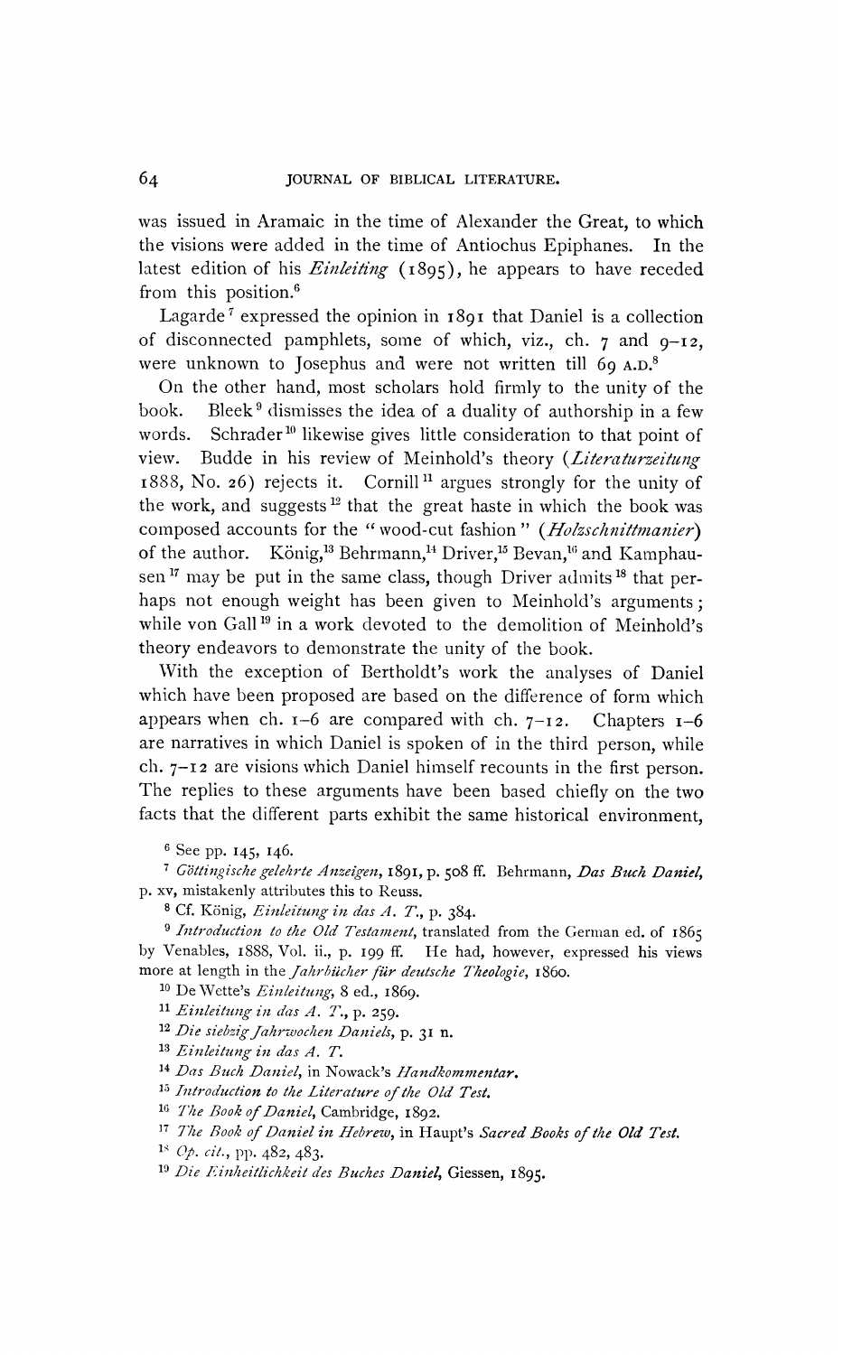was issued in Aramaic in the time of Alexander the Great, to which the visions were added in the time of Antiochus Epiphanes. In the latest edition of his *Einleiting* (1895), he appears to have receded from this position.[6]

Lagarde[7] expressed the opinion in 1891 that Daniel is a collection of disconnected pamphlets, some of which, viz., ch. 7 and 9–12, were unknown to Josephus and were not written till 69 A.D.[8]

On the other hand, most scholars hold firmly to the unity of the book. Bleek[9] dismisses the idea of a duality of authorship in a few words. Schrader[10] likewise gives little consideration to that point of view. Budde in his review of Meinhold's theory (*Literaturzeitung* 1888, No. 26) rejects it. Cornill[11] argues strongly for the unity of the work, and suggests[12] that the great haste in which the book was composed accounts for the "wood-cut fashion" (*Holzschnittmanier*) of the author. König,[13] Behrmann,[14] Driver,[15] Bevan,[16] and Kamphausen[17] may be put in the same class, though Driver admits[18] that perhaps not enough weight has been given to Meinhold's arguments; while von Gall[19] in a work devoted to the demolition of Meinhold's theory endeavors to demonstrate the unity of the book.

With the exception of Bertholdt's work the analyses of Daniel which have been proposed are based on the difference of form which appears when ch. 1–6 are compared with ch. 7–12. Chapters 1–6 are narratives in which Daniel is spoken of in the third person, while ch. 7–12 are visions which Daniel himself recounts in the first person. The replies to these arguments have been based chiefly on the two facts that the different parts exhibit the same historical environment,

[6] See pp. 145, 146.

[7] *Göttingische gelehrte Anzeigen*, 1891, p. 508 ff. Behrmann, *Das Buch Daniel*, p. xv, mistakenly attributes this to Reuss.

[8] Cf. König, *Einleitung in das A. T.*, p. 384.

[9] *Introduction to the Old Testament*, translated from the German ed. of 1865 by Venables, 1888, Vol. ii., p. 199 ff. He had, however, expressed his views more at length in the *Jahrbücher für deutsche Theologie*, 1860.

[10] De Wette's *Einleitung*, 8 ed., 1869.

[11] *Einleitung in das A. T.*, p. 259.

[12] *Die siebzig Jahrwochen Daniels*, p. 31 n.

[13] *Einleitung in das A. T.*

[14] *Das Buch Daniel*, in Nowack's *Handkommentar*.

[15] *Introduction to the Literature of the Old Test.*

[16] *The Book of Daniel*, Cambridge, 1892.

[17] *The Book of Daniel in Hebrew*, in Haupt's *Sacred Books of the Old Test.*

[18] *Op. cit.*, pp. 482, 483.

[19] *Die Einheitlichkeit des Buches Daniel*, Giessen, 1895.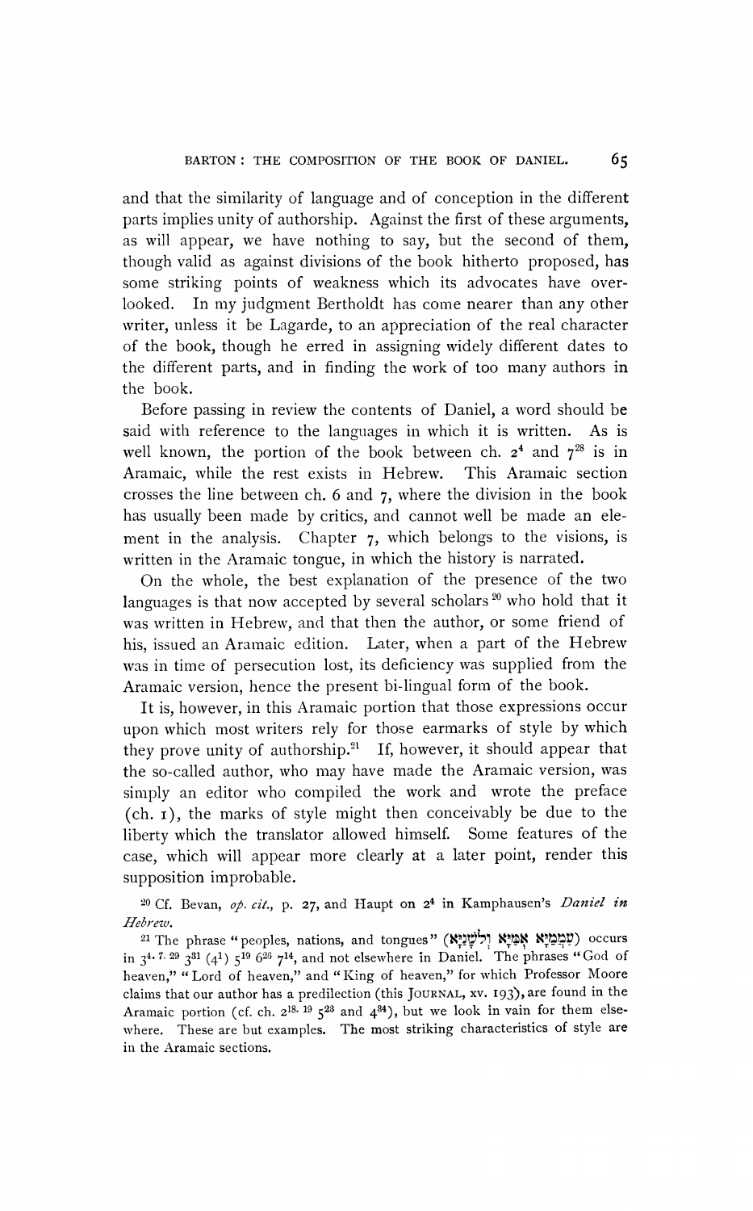and that the similarity of language and of conception in the different parts implies unity of authorship. Against the first of these arguments, as will appear, we have nothing to say, but the second of them, though valid as against divisions of the book hitherto proposed, has some striking points of weakness which its advocates have overlooked. In my judgment Bertholdt has come nearer than any other writer, unless it be Lagarde, to an appreciation of the real character of the book, though he erred in assigning widely different dates to the different parts, and in finding the work of too many authors in the book.

Before passing in review the contents of Daniel, a word should be said with reference to the languages in which it is written. As is well known, the portion of the book between ch. $2^4$ and $7^{28}$ is in Aramaic, while the rest exists in Hebrew. This Aramaic section crosses the line between ch. 6 and 7, where the division in the book has usually been made by critics, and cannot well be made an element in the analysis. Chapter 7, which belongs to the visions, is written in the Aramaic tongue, in which the history is narrated.

On the whole, the best explanation of the presence of the two languages is that now accepted by several scholars[20] who hold that it was written in Hebrew, and that then the author, or some friend of his, issued an Aramaic edition. Later, when a part of the Hebrew was in time of persecution lost, its deficiency was supplied from the Aramaic version, hence the present bi-lingual form of the book.

It is, however, in this Aramaic portion that those expressions occur upon which most writers rely for those earmarks of style by which they prove unity of authorship.[21] If, however, it should appear that the so-called author, who may have made the Aramaic version, was simply an editor who compiled the work and wrote the preface (ch. 1), the marks of style might then conceivably be due to the liberty which the translator allowed himself. Some features of the case, which will appear more clearly at a later point, render this supposition improbable.

[20] Cf. Bevan, *op. cit.*, p. 27, and Haupt on $2^4$ in Kamphausen's *Daniel in Hebrew*.

[21] The phrase "peoples, nations, and tongues" (עַמְמַיָּא אֻמַיָּא וְלִשָּׁנַיָּא) occurs in $3^{4, 7, 29}$ $3^{31}$ $(4^1)$ $5^{19}$ $6^{26}$ $7^{14}$, and not elsewhere in Daniel. The phrases "God of heaven," "Lord of heaven," and "King of heaven," for which Professor Moore claims that our author has a predilection (this JOURNAL, xv. 193), are found in the Aramaic portion (cf. ch. $2^{18, 19}$ $5^{23}$ and $4^{34}$), but we look in vain for them elsewhere. These are but examples. The most striking characteristics of style are in the Aramaic sections.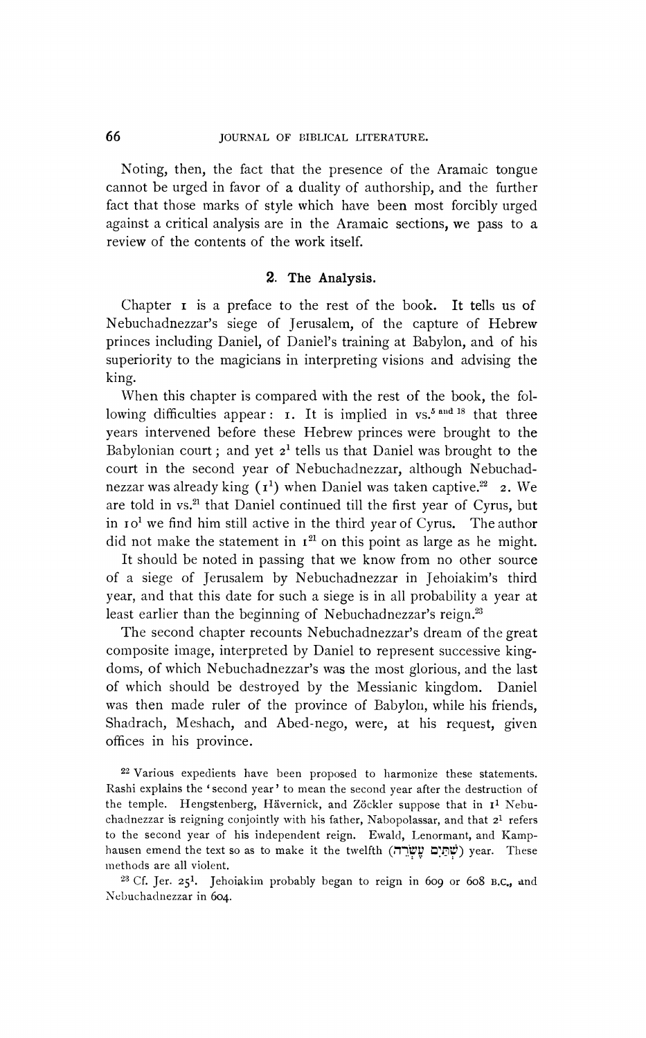Noting, then, the fact that the presence of the Aramaic tongue cannot be urged in favor of a duality of authorship, and the further fact that those marks of style which have been most forcibly urged against a critical analysis are in the Aramaic sections, we pass to a review of the contents of the work itself.

## 2. The Analysis.

Chapter 1 is a preface to the rest of the book. It tells us of Nebuchadnezzar's siege of Jerusalem, of the capture of Hebrew princes including Daniel, of Daniel's training at Babylon, and of his superiority to the magicians in interpreting visions and advising the king.

When this chapter is compared with the rest of the book, the following difficulties appear: 1. It is implied in vs.[5 and 18] that three years intervened before these Hebrew princes were brought to the Babylonian court; and yet $2^1$ tells us that Daniel was brought to the court in the second year of Nebuchadnezzar, although Nebuchadnezzar was already king ($1^1$) when Daniel was taken captive.[22] 2. We are told in vs.[21] that Daniel continued till the first year of Cyrus, but in $10^1$ we find him still active in the third year of Cyrus. The author did not make the statement in $1^{21}$ on this point as large as he might.

It should be noted in passing that we know from no other source of a siege of Jerusalem by Nebuchadnezzar in Jehoiakim's third year, and that this date for such a siege is in all probability a year at least earlier than the beginning of Nebuchadnezzar's reign.[23]

The second chapter recounts Nebuchadnezzar's dream of the great composite image, interpreted by Daniel to represent successive kingdoms, of which Nebuchadnezzar's was the most glorious, and the last of which should be destroyed by the Messianic kingdom. Daniel was then made ruler of the province of Babylon, while his friends, Shadrach, Meshach, and Abed-nego, were, at his request, given offices in his province.

[22] Various expedients have been proposed to harmonize these statements. Rashi explains the 'second year' to mean the second year after the destruction of the temple. Hengstenberg, Hävernick, and Zöckler suppose that in $1^1$ Nebuchadnezzar is reigning conjointly with his father, Nabopolassar, and that $2^1$ refers to the second year of his independent reign. Ewald, Lenormant, and Kamphausen emend the text so as to make it the twelfth (שְׁתֵּים עֶשְׂרֵה) year. These methods are all violent.

[23] Cf. Jer. $25^1$. Jehoiakim probably began to reign in 609 or 608 B.C., and Nebuchadnezzar in 604.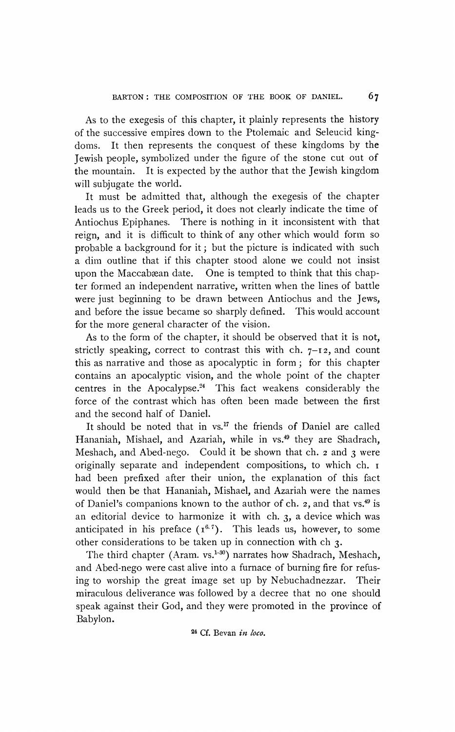As to the exegesis of this chapter, it plainly represents the history of the successive empires down to the Ptolemaic and Seleucid kingdoms. It then represents the conquest of these kingdoms by the Jewish people, symbolized under the figure of the stone cut out of the mountain. It is expected by the author that the Jewish kingdom will subjugate the world.

It must be admitted that, although the exegesis of the chapter leads us to the Greek period, it does not clearly indicate the time of Antiochus Epiphanes. There is nothing in it inconsistent with that reign, and it is difficult to think of any other which would form so probable a background for it; but the picture is indicated with such a dim outline that if this chapter stood alone we could not insist upon the Maccabæan date. One is tempted to think that this chapter formed an independent narrative, written when the lines of battle were just beginning to be drawn between Antiochus and the Jews, and before the issue became so sharply defined. This would account for the more general character of the vision.

As to the form of the chapter, it should be observed that it is not, strictly speaking, correct to contrast this with ch. 7–12, and count this as narrative and those as apocalyptic in form; for this chapter contains an apocalyptic vision, and the whole point of the chapter centres in the Apocalypse.[24] This fact weakens considerably the force of the contrast which has often been made between the first and the second half of Daniel.

It should be noted that in vs.[17] the friends of Daniel are called Hananiah, Mishael, and Azariah, while in vs.[49] they are Shadrach, Meshach, and Abed-nego. Could it be shown that ch. 2 and 3 were originally separate and independent compositions, to which ch. 1 had been prefixed after their union, the explanation of this fact would then be that Hananiah, Mishael, and Azariah were the names of Daniel's companions known to the author of ch. 2, and that vs.[49] is an editorial device to harmonize it with ch. 3, a device which was anticipated in his preface (1[6, 7]). This leads us, however, to some other considerations to be taken up in connection with ch 3.

The third chapter (Aram. vs.[1-30]) narrates how Shadrach, Meshach, and Abed-nego were cast alive into a furnace of burning fire for refusing to worship the great image set up by Nebuchadnezzar. Their miraculous deliverance was followed by a decree that no one should speak against their God, and they were promoted in the province of Babylon.

[24] Cf. Bevan *in loco*.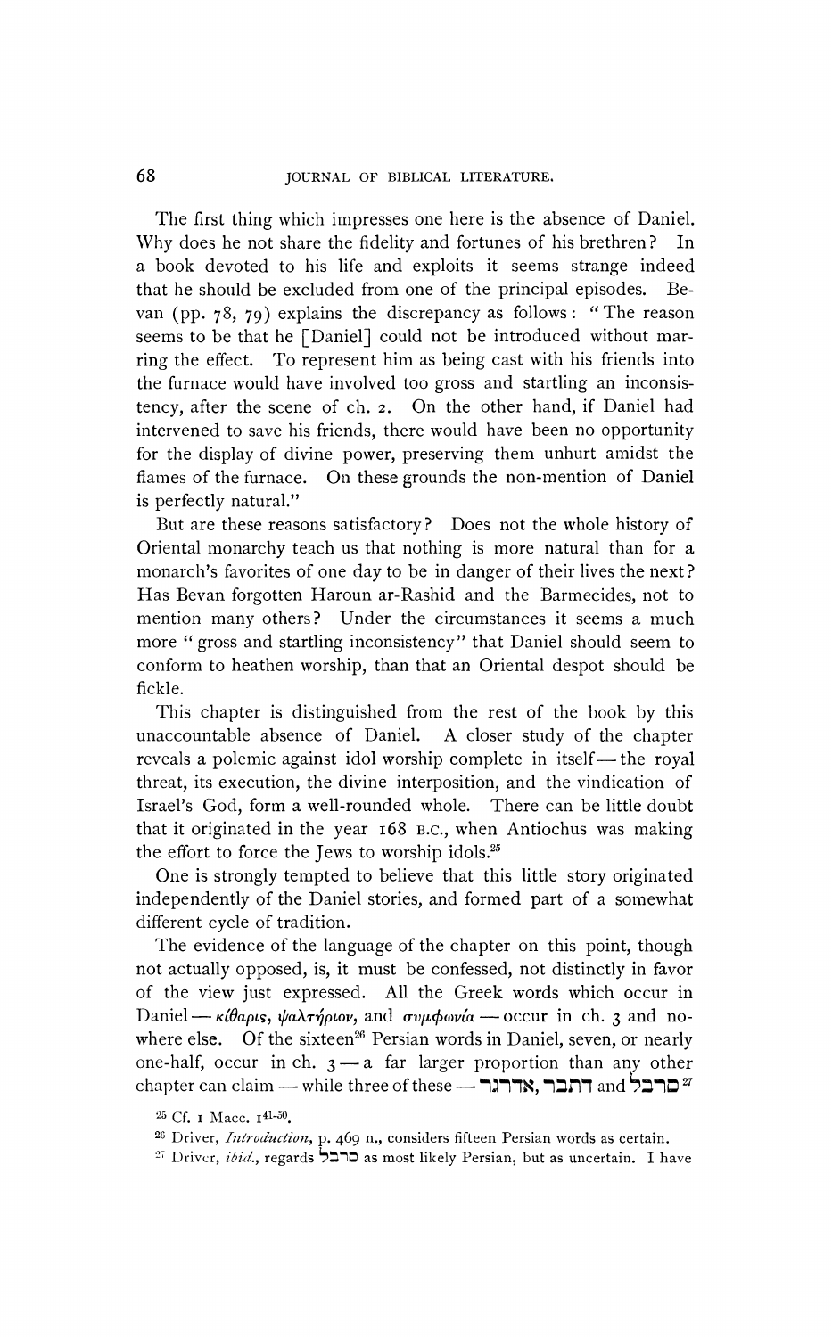The first thing which impresses one here is the absence of Daniel. Why does he not share the fidelity and fortunes of his brethren? In a book devoted to his life and exploits it seems strange indeed that he should be excluded from one of the principal episodes. Bevan (pp. 78, 79) explains the discrepancy as follows: "The reason seems to be that he [Daniel] could not be introduced without marring the effect. To represent him as being cast with his friends into the furnace would have involved too gross and startling an inconsistency, after the scene of ch. 2. On the other hand, if Daniel had intervened to save his friends, there would have been no opportunity for the display of divine power, preserving them unhurt amidst the flames of the furnace. On these grounds the non-mention of Daniel is perfectly natural."

But are these reasons satisfactory? Does not the whole history of Oriental monarchy teach us that nothing is more natural than for a monarch's favorites of one day to be in danger of their lives the next? Has Bevan forgotten Haroun ar-Rashid and the Barmecides, not to mention many others? Under the circumstances it seems a much more "gross and startling inconsistency" that Daniel should seem to conform to heathen worship, than that an Oriental despot should be fickle.

This chapter is distinguished from the rest of the book by this unaccountable absence of Daniel. A closer study of the chapter reveals a polemic against idol worship complete in itself — the royal threat, its execution, the divine interposition, and the vindication of Israel's God, form a well-rounded whole. There can be little doubt that it originated in the year 168 B.C., when Antiochus was making the effort to force the Jews to worship idols.[25]

One is strongly tempted to believe that this little story originated independently of the Daniel stories, and formed part of a somewhat different cycle of tradition.

The evidence of the language of the chapter on this point, though not actually opposed, is, it must be confessed, not distinctly in favor of the view just expressed. All the Greek words which occur in Daniel — κίθαρις, ψαλτήριον, and συμφωνία — occur in ch. 3 and nowhere else. Of the sixteen[26] Persian words in Daniel, seven, or nearly one-half, occur in ch. 3 — a far larger proportion than any other chapter can claim — while three of these — אדרגזר, דתבר and סרבל[27]

[25] Cf. 1 Macc. $1^{41-50}$.

[26] Driver, *Introduction*, p. 469 n., considers fifteen Persian words as certain.

[27] Driver, *ibid.*, regards סרבל as most likely Persian, but as uncertain. I have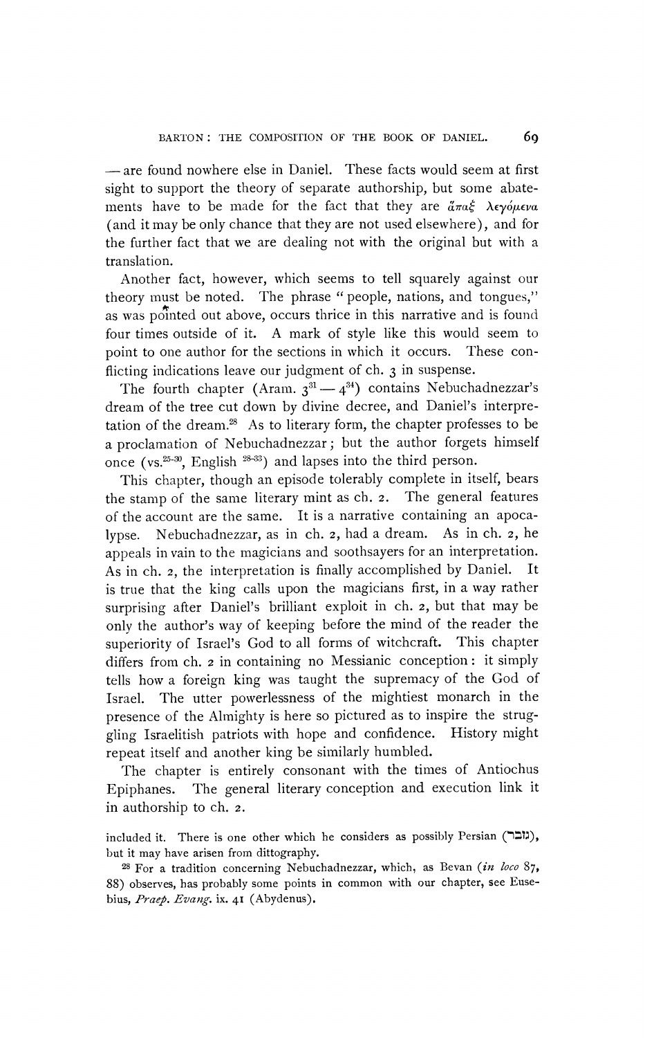— are found nowhere else in Daniel. These facts would seem at first sight to support the theory of separate authorship, but some abatements have to be made for the fact that they are ἅπαξ λεγόμενα (and it may be only chance that they are not used elsewhere), and for the further fact that we are dealing not with the original but with a translation.

Another fact, however, which seems to tell squarely against our theory must be noted. The phrase "people, nations, and tongues," as was pointed out above, occurs thrice in this narrative and is found four times outside of it. A mark of style like this would seem to point to one author for the sections in which it occurs. These conflicting indications leave our judgment of ch. 3 in suspense.

The fourth chapter (Aram. $3^{31}$ — $4^{34}$) contains Nebuchadnezzar's dream of the tree cut down by divine decree, and Daniel's interpretation of the dream.[28] As to literary form, the chapter professes to be a proclamation of Nebuchadnezzar; but the author forgets himself once (vs.[25-30], English [28-33]) and lapses into the third person.

This chapter, though an episode tolerably complete in itself, bears the stamp of the same literary mint as ch. 2. The general features of the account are the same. It is a narrative containing an apocalypse. Nebuchadnezzar, as in ch. 2, had a dream. As in ch. 2, he appeals in vain to the magicians and soothsayers for an interpretation. As in ch. 2, the interpretation is finally accomplished by Daniel. It is true that the king calls upon the magicians first, in a way rather surprising after Daniel's brilliant exploit in ch. 2, but that may be only the author's way of keeping before the mind of the reader the superiority of Israel's God to all forms of witchcraft. This chapter differs from ch. 2 in containing no Messianic conception: it simply tells how a foreign king was taught the supremacy of the God of Israel. The utter powerlessness of the mightiest monarch in the presence of the Almighty is here so pictured as to inspire the struggling Israelitish patriots with hope and confidence. History might repeat itself and another king be similarly humbled.

The chapter is entirely consonant with the times of Antiochus Epiphanes. The general literary conception and execution link it in authorship to ch. 2.

included it. There is one other which he considers as possibly Persian (נזבר), but it may have arisen from dittography.

[28] For a tradition concerning Nebuchadnezzar, which, as Bevan (*in loco* 87, 88) observes, has probably some points in common with our chapter, see Eusebius, *Praep. Evang.* ix. 41 (Abydenus).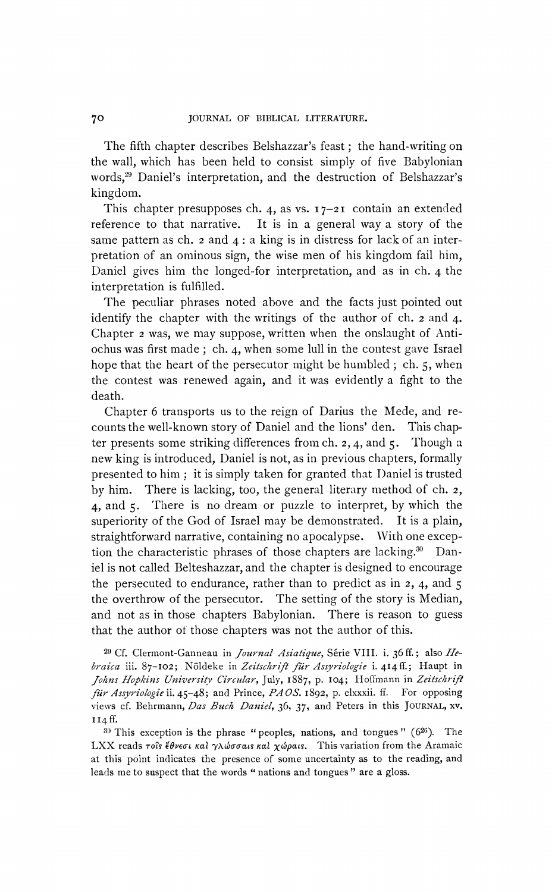The fifth chapter describes Belshazzar's feast; the hand-writing on the wall, which has been held to consist simply of five Babylonian words,[29] Daniel's interpretation, and the destruction of Belshazzar's kingdom.

This chapter presupposes ch. 4, as vs. 17–21 contain an extended reference to that narrative. It is in a general way a story of the same pattern as ch. 2 and 4: a king is in distress for lack of an interpretation of an ominous sign, the wise men of his kingdom fail him, Daniel gives him the longed-for interpretation, and as in ch. 4 the interpretation is fulfilled.

The peculiar phrases noted above and the facts just pointed out identify the chapter with the writings of the author of ch. 2 and 4. Chapter 2 was, we may suppose, written when the onslaught of Antiochus was first made; ch. 4, when some lull in the contest gave Israel hope that the heart of the persecutor might be humbled; ch. 5, when the contest was renewed again, and it was evidently a fight to the death.

Chapter 6 transports us to the reign of Darius the Mede, and recounts the well-known story of Daniel and the lions' den. This chapter presents some striking differences from ch. 2, 4, and 5. Though a new king is introduced, Daniel is not, as in previous chapters, formally presented to him; it is simply taken for granted that Daniel is trusted by him. There is lacking, too, the general literary method of ch. 2, 4, and 5. There is no dream or puzzle to interpret, by which the superiority of the God of Israel may be demonstrated. It is a plain, straightforward narrative, containing no apocalypse. With one exception the characteristic phrases of those chapters are lacking.[30] Daniel is not called Belteshazzar, and the chapter is designed to encourage the persecuted to endurance, rather than to predict as in 2, 4, and 5 the overthrow of the persecutor. The setting of the story is Median, and not as in those chapters Babylonian. There is reason to guess that the author of those chapters was not the author of this.

[29] Cf. Clermont-Ganneau in *Journal Asiatique*, Série VIII. i. 36 ff.; also *Hebraica* iii. 87–102; Nöldeke in *Zeitschrift für Assyriologie* i. 414 ff.; Haupt in *Johns Hopkins University Circular*, July, 1887, p. 104; Hoffmann in *Zeitschrift für Assyriologie* ii. 45–48; and Prince, *PAOS*. 1892, p. clxxxii. ff. For opposing views cf. Behrmann, *Das Buch Daniel*, 36, 37, and Peters in this JOURNAL, xv. 114 ff.

[30] This exception is the phrase "peoples, nations, and tongues" (6[26]). The LXX reads τοῖς ἔθνεσι καὶ γλώσσαις καὶ χώραις. This variation from the Aramaic at this point indicates the presence of some uncertainty as to the reading, and leads me to suspect that the words "nations and tongues" are a gloss.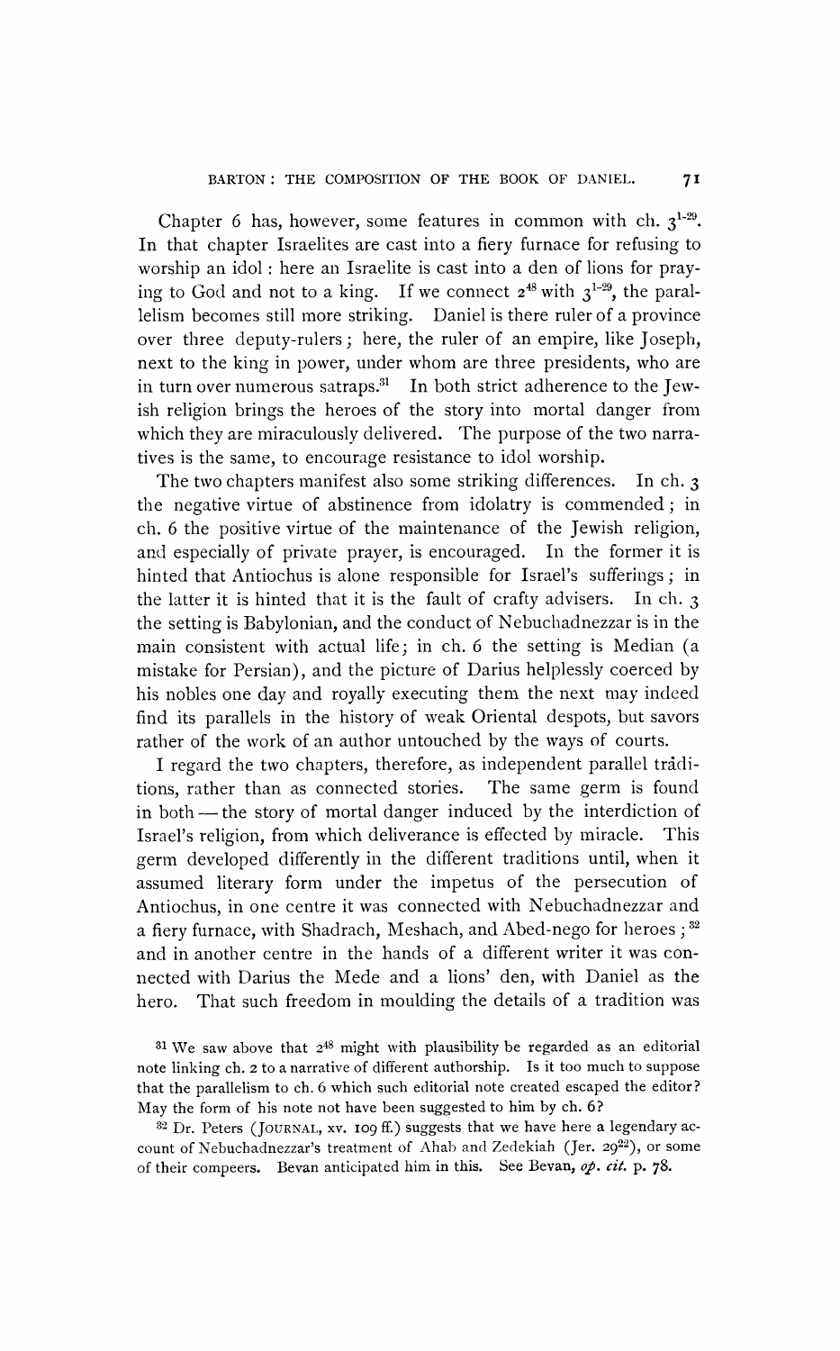Chapter 6 has, however, some features in common with ch. $3^{1-29}$. In that chapter Israelites are cast into a fiery furnace for refusing to worship an idol: here an Israelite is cast into a den of lions for praying to God and not to a king. If we connect $2^{48}$ with $3^{1-29}$, the parallelism becomes still more striking. Daniel is there ruler of a province over three deputy-rulers; here, the ruler of an empire, like Joseph, next to the king in power, under whom are three presidents, who are in turn over numerous satraps.[31] In both strict adherence to the Jewish religion brings the heroes of the story into mortal danger from which they are miraculously delivered. The purpose of the two narratives is the same, to encourage resistance to idol worship.

The two chapters manifest also some striking differences. In ch. 3 the negative virtue of abstinence from idolatry is commended; in ch. 6 the positive virtue of the maintenance of the Jewish religion, and especially of private prayer, is encouraged. In the former it is hinted that Antiochus is alone responsible for Israel's sufferings; in the latter it is hinted that it is the fault of crafty advisers. In ch. 3 the setting is Babylonian, and the conduct of Nebuchadnezzar is in the main consistent with actual life; in ch. 6 the setting is Median (a mistake for Persian), and the picture of Darius helplessly coerced by his nobles one day and royally executing them the next may indeed find its parallels in the history of weak Oriental despots, but savors rather of the work of an author untouched by the ways of courts.

I regard the two chapters, therefore, as independent parallel trâditions, rather than as connected stories. The same germ is found in both — the story of mortal danger induced by the interdiction of Israel's religion, from which deliverance is effected by miracle. This germ developed differently in the different traditions until, when it assumed literary form under the impetus of the persecution of Antiochus, in one centre it was connected with Nebuchadnezzar and a fiery furnace, with Shadrach, Meshach, and Abed-nego for heroes;[32] and in another centre in the hands of a different writer it was connected with Darius the Mede and a lions' den, with Daniel as the hero. That such freedom in moulding the details of a tradition was

[31] We saw above that $2^{48}$ might with plausibility be regarded as an editorial note linking ch. 2 to a narrative of different authorship. Is it too much to suppose that the parallelism to ch. 6 which such editorial note created escaped the editor? May the form of his note not have been suggested to him by ch. 6?

[32] Dr. Peters (JOURNAL, xv. 109 ff.) suggests that we have here a legendary account of Nebuchadnezzar's treatment of Ahab and Zedekiah (Jer. $29^{22}$), or some of their compeers. Bevan anticipated him in this. See Bevan, *op. cit.* p. 78.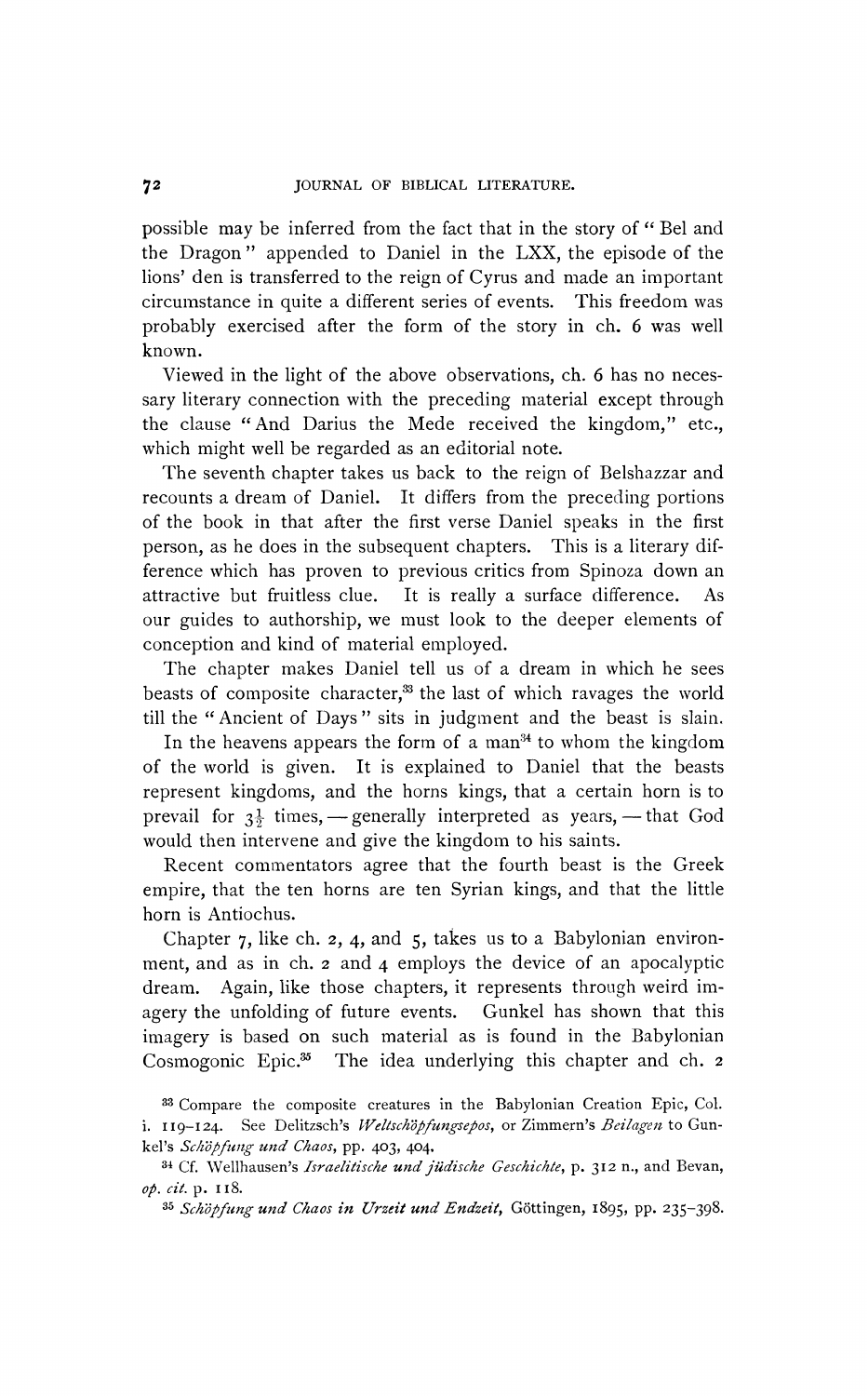possible may be inferred from the fact that in the story of "Bel and the Dragon" appended to Daniel in the LXX, the episode of the lions' den is transferred to the reign of Cyrus and made an important circumstance in quite a different series of events. This freedom was probably exercised after the form of the story in ch. 6 was well known.

Viewed in the light of the above observations, ch. 6 has no necessary literary connection with the preceding material except through the clause "And Darius the Mede received the kingdom," etc., which might well be regarded as an editorial note.

The seventh chapter takes us back to the reign of Belshazzar and recounts a dream of Daniel. It differs from the preceding portions of the book in that after the first verse Daniel speaks in the first person, as he does in the subsequent chapters. This is a literary difference which has proven to previous critics from Spinoza down an attractive but fruitless clue. It is really a surface difference. As our guides to authorship, we must look to the deeper elements of conception and kind of material employed.

The chapter makes Daniel tell us of a dream in which he sees beasts of composite character,[33] the last of which ravages the world till the "Ancient of Days" sits in judgment and the beast is slain.

In the heavens appears the form of a man[34] to whom the kingdom of the world is given. It is explained to Daniel that the beasts represent kingdoms, and the horns kings, that a certain horn is to prevail for 3½ times, — generally interpreted as years, — that God would then intervene and give the kingdom to his saints.

Recent commentators agree that the fourth beast is the Greek empire, that the ten horns are ten Syrian kings, and that the little horn is Antiochus.

Chapter 7, like ch. 2, 4, and 5, takes us to a Babylonian environment, and as in ch. 2 and 4 employs the device of an apocalyptic dream. Again, like those chapters, it represents through weird imagery the unfolding of future events. Gunkel has shown that this imagery is based on such material as is found in the Babylonian Cosmogonic Epic.[35] The idea underlying this chapter and ch. 2

[33] Compare the composite creatures in the Babylonian Creation Epic, Col. i. 119–124. See Delitzsch's *Weltschöpfungsepos*, or Zimmern's *Beilagen* to Gunkel's *Schöpfung und Chaos*, pp. 403, 404.

[34] Cf. Wellhausen's *Israelitische und jüdische Geschichte*, p. 312 n., and Bevan, *op. cit.* p. 118.

[35] *Schöpfung und Chaos in Urzeit und Endzeit*, Göttingen, 1895, pp. 235–398.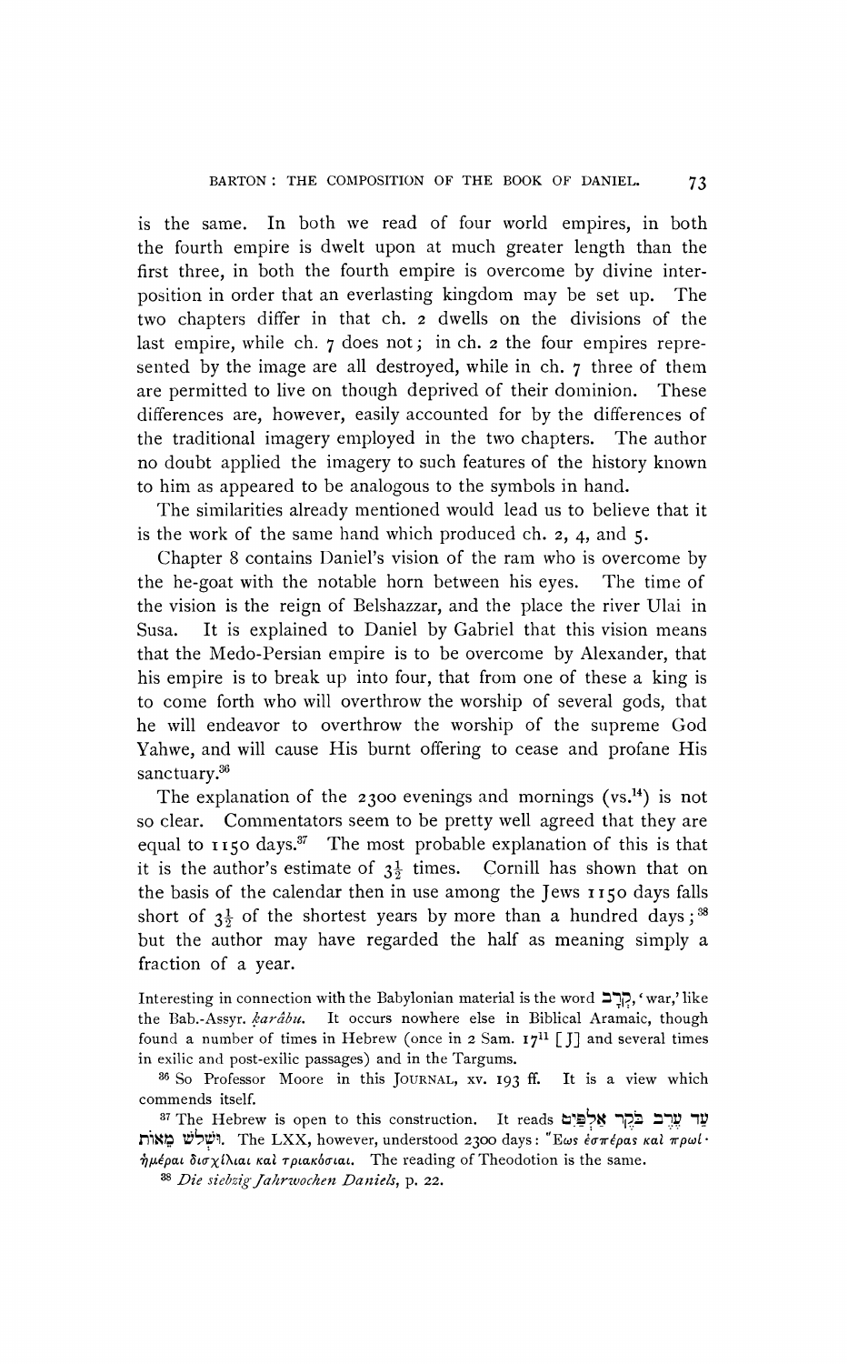is the same. In both we read of four world empires, in both the fourth empire is dwelt upon at much greater length than the first three, in both the fourth empire is overcome by divine interposition in order that an everlasting kingdom may be set up. The two chapters differ in that ch. 2 dwells on the divisions of the last empire, while ch. 7 does not; in ch. 2 the four empires represented by the image are all destroyed, while in ch. 7 three of them are permitted to live on though deprived of their dominion. These differences are, however, easily accounted for by the differences of the traditional imagery employed in the two chapters. The author no doubt applied the imagery to such features of the history known to him as appeared to be analogous to the symbols in hand.

The similarities already mentioned would lead us to believe that it is the work of the same hand which produced ch. 2, 4, and 5.

Chapter 8 contains Daniel's vision of the ram who is overcome by the he-goat with the notable horn between his eyes. The time of the vision is the reign of Belshazzar, and the place the river Ulai in Susa. It is explained to Daniel by Gabriel that this vision means that the Medo-Persian empire is to be overcome by Alexander, that his empire is to break up into four, that from one of these a king is to come forth who will overthrow the worship of several gods, that he will endeavor to overthrow the worship of the supreme God Yahwe, and will cause His burnt offering to cease and profane His sanctuary.[36]

The explanation of the 2300 evenings and mornings (vs.[14]) is not so clear. Commentators seem to be pretty well agreed that they are equal to 1150 days.[37] The most probable explanation of this is that it is the author's estimate of $3\frac{1}{2}$ times. Cornill has shown that on the basis of the calendar then in use among the Jews 1150 days falls short of $3\frac{1}{2}$ of the shortest years by more than a hundred days;[38] but the author may have regarded the half as meaning simply a fraction of a year.

Interesting in connection with the Babylonian material is the word קְרָב, 'war,' like the Bab.-Assyr. *ḳarâbu*. It occurs nowhere else in Biblical Aramaic, though found a number of times in Hebrew (once in 2 Sam. 17[11] [J] and several times in exilic and post-exilic passages) and in the Targums.

[36] So Professor Moore in this JOURNAL, xv. 193 ff. It is a view which commends itself.

[37] The Hebrew is open to this construction. It reads עַד עֶרֶב בֹּקֶר אַלְפַּיִם וּשְׁלֹשׁ מֵאוֹת. The LXX, however, understood 2300 days: Ἕως ἑσπέρας καὶ πρωΐ· ἡμέραι δισχίλιαι καὶ τριακόσιαι. The reading of Theodotion is the same.

[38] *Die siebzig Jahrwochen Daniels*, p. 22.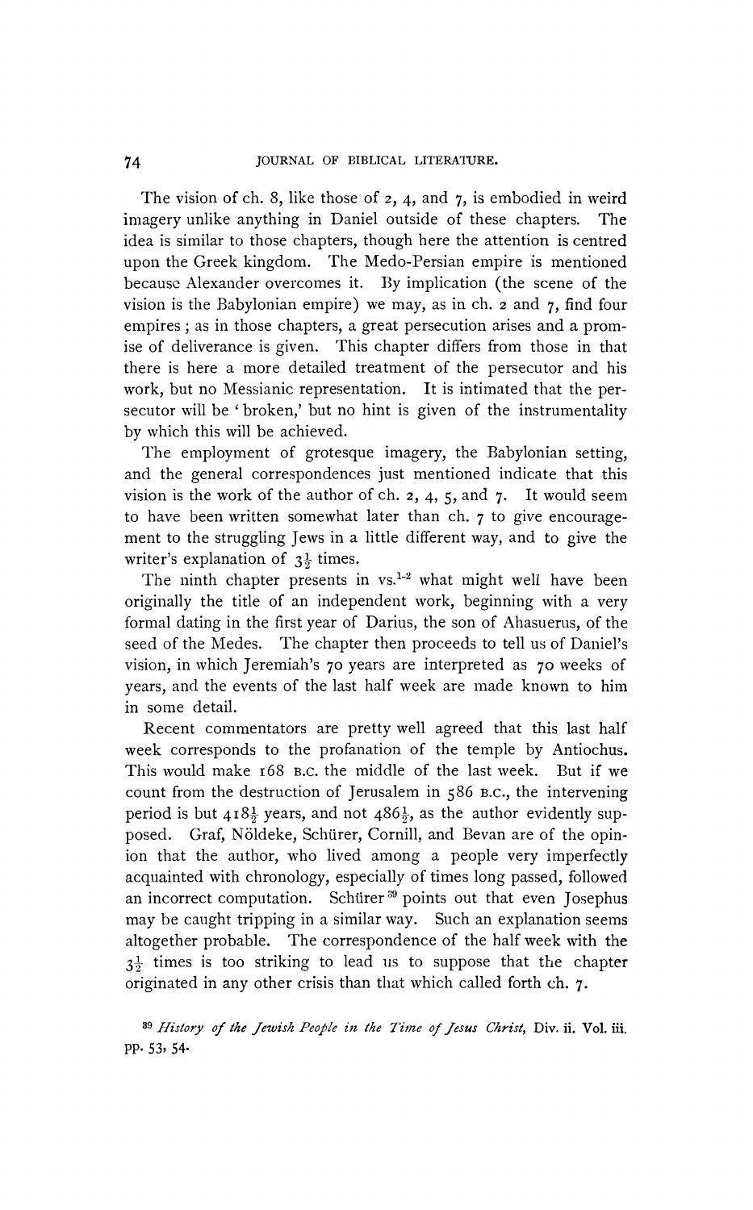The vision of ch. 8, like those of 2, 4, and 7, is embodied in weird imagery unlike anything in Daniel outside of these chapters. The idea is similar to those chapters, though here the attention is centred upon the Greek kingdom. The Medo-Persian empire is mentioned because Alexander overcomes it. By implication (the scene of the vision is the Babylonian empire) we may, as in ch. 2 and 7, find four empires; as in those chapters, a great persecution arises and a promise of deliverance is given. This chapter differs from those in that there is here a more detailed treatment of the persecutor and his work, but no Messianic representation. It is intimated that the persecutor will be 'broken,' but no hint is given of the instrumentality by which this will be achieved.

The employment of grotesque imagery, the Babylonian setting, and the general correspondences just mentioned indicate that this vision is the work of the author of ch. 2, 4, 5, and 7. It would seem to have been written somewhat later than ch. 7 to give encouragement to the struggling Jews in a little different way, and to give the writer's explanation of $3\frac{1}{2}$ times.

The ninth chapter presents in vs.[1-2] what might well have been originally the title of an independent work, beginning with a very formal dating in the first year of Darius, the son of Ahasuerus, of the seed of the Medes. The chapter then proceeds to tell us of Daniel's vision, in which Jeremiah's 70 years are interpreted as 70 weeks of years, and the events of the last half week are made known to him in some detail.

Recent commentators are pretty well agreed that this last half week corresponds to the profanation of the temple by Antiochus. This would make 168 B.C. the middle of the last week. But if we count from the destruction of Jerusalem in 586 B.C., the intervening period is but $418\frac{1}{2}$ years, and not $486\frac{1}{2}$, as the author evidently supposed. Graf, Nöldeke, Schürer, Cornill, and Bevan are of the opinion that the author, who lived among a people very imperfectly acquainted with chronology, especially of times long passed, followed an incorrect computation. Schürer[39] points out that even Josephus may be caught tripping in a similar way. Such an explanation seems altogether probable. The correspondence of the half week with the $3\frac{1}{2}$ times is too striking to lead us to suppose that the chapter originated in any other crisis than that which called forth ch. 7.

[39] *History of the Jewish People in the Time of Jesus Christ*, Div. ii. Vol. iii. pp. 53, 54.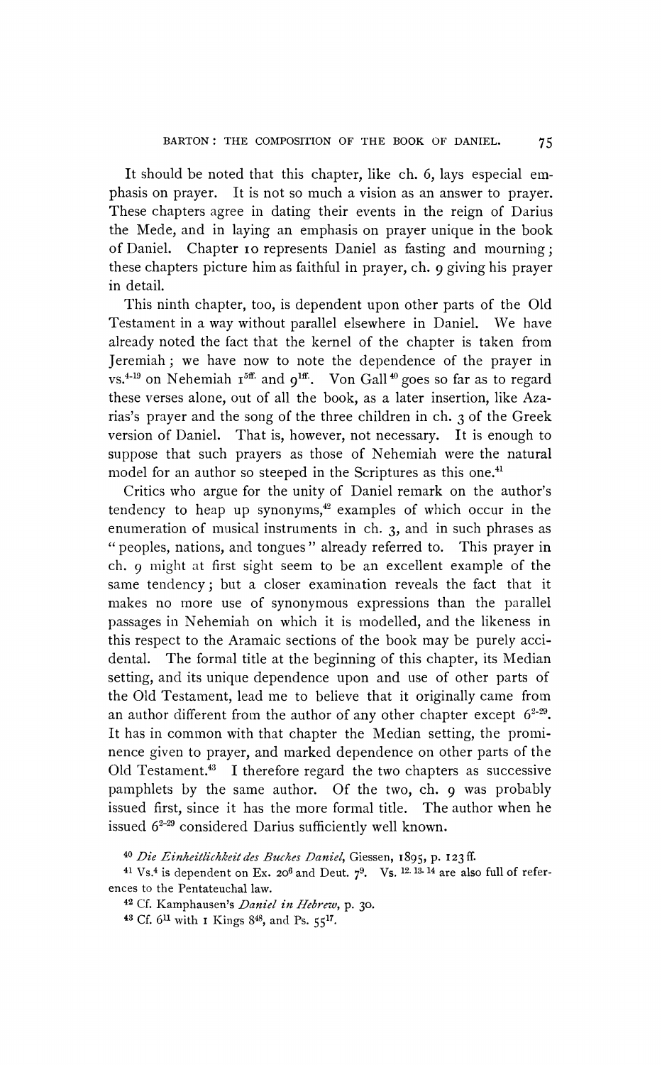It should be noted that this chapter, like ch. 6, lays especial emphasis on prayer. It is not so much a vision as an answer to prayer. These chapters agree in dating their events in the reign of Darius the Mede, and in laying an emphasis on prayer unique in the book of Daniel. Chapter 10 represents Daniel as fasting and mourning; these chapters picture him as faithful in prayer, ch. 9 giving his prayer in detail.

This ninth chapter, too, is dependent upon other parts of the Old Testament in a way without parallel elsewhere in Daniel. We have already noted the fact that the kernel of the chapter is taken from Jeremiah; we have now to note the dependence of the prayer in vs.$^{4-19}$ on Nehemiah $1^{5ff.}$ and $9^{1ff.}$. Von Gall[40] goes so far as to regard these verses alone, out of all the book, as a later insertion, like Azarias's prayer and the song of the three children in ch. 3 of the Greek version of Daniel. That is, however, not necessary. It is enough to suppose that such prayers as those of Nehemiah were the natural model for an author so steeped in the Scriptures as this one.[41]

Critics who argue for the unity of Daniel remark on the author's tendency to heap up synonyms,[42] examples of which occur in the enumeration of musical instruments in ch. 3, and in such phrases as "peoples, nations, and tongues" already referred to. This prayer in ch. 9 might at first sight seem to be an excellent example of the same tendency; but a closer examination reveals the fact that it makes no more use of synonymous expressions than the parallel passages in Nehemiah on which it is modelled, and the likeness in this respect to the Aramaic sections of the book may be purely accidental. The formal title at the beginning of this chapter, its Median setting, and its unique dependence upon and use of other parts of the Old Testament, lead me to believe that it originally came from an author different from the author of any other chapter except $6^{2-29}$. It has in common with that chapter the Median setting, the prominence given to prayer, and marked dependence on other parts of the Old Testament.[43] I therefore regard the two chapters as successive pamphlets by the same author. Of the two, ch. 9 was probably issued first, since it has the more formal title. The author when he issued $6^{2-29}$ considered Darius sufficiently well known.

[40] *Die Einheitlichkeit des Buches Daniel*, Giessen, 1895, p. 123 ff.

[41] Vs.$^{4}$ is dependent on Ex. $20^{6}$ and Deut. $7^{9}$. Vs. $^{12, 13, 14}$ are also full of references to the Pentateuchal law.

[42] Cf. Kamphausen's *Daniel in Hebrew*, p. 30.

[43] Cf. $6^{11}$ with 1 Kings $8^{48}$, and Ps. $55^{17}$.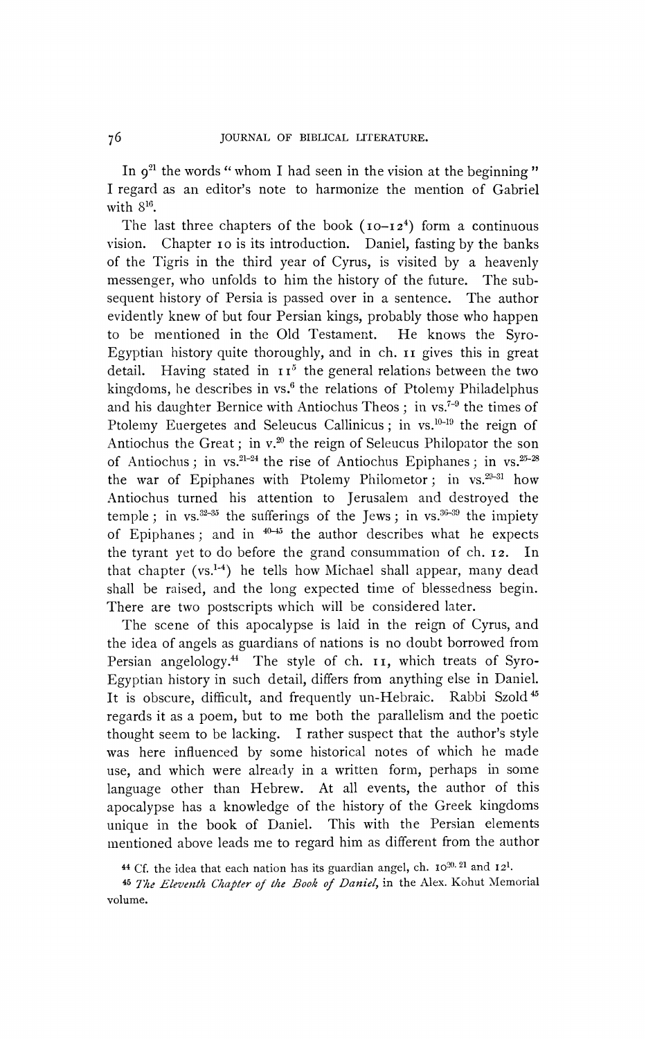In $9^{21}$ the words "whom I had seen in the vision at the beginning" I regard as an editor's note to harmonize the mention of Gabriel with $8^{16}$.

The last three chapters of the book ($10$–$12^{4}$) form a continuous vision. Chapter 10 is its introduction. Daniel, fasting by the banks of the Tigris in the third year of Cyrus, is visited by a heavenly messenger, who unfolds to him the history of the future. The subsequent history of Persia is passed over in a sentence. The author evidently knew of but four Persian kings, probably those who happen to be mentioned in the Old Testament. He knows the Syro-Egyptian history quite thoroughly, and in ch. 11 gives this in great detail. Having stated in $11^{5}$ the general relations between the two kingdoms, he describes in vs.$^{6}$ the relations of Ptolemy Philadelphus and his daughter Bernice with Antiochus Theos; in vs.$^{7-9}$ the times of Ptolemy Euergetes and Seleucus Callinicus; in vs.$^{10-19}$ the reign of Antiochus the Great; in v.$^{20}$ the reign of Seleucus Philopator the son of Antiochus; in vs.$^{21-24}$ the rise of Antiochus Epiphanes; in vs.$^{25-28}$ the war of Epiphanes with Ptolemy Philometor; in vs.$^{29-31}$ how Antiochus turned his attention to Jerusalem and destroyed the temple; in vs.$^{32-35}$ the sufferings of the Jews; in vs.$^{36-39}$ the impiety of Epiphanes; and in $^{40-45}$ the author describes what he expects the tyrant yet to do before the grand consummation of ch. 12. In that chapter (vs.$^{1-4}$) he tells how Michael shall appear, many dead shall be raised, and the long expected time of blessedness begin. There are two postscripts which will be considered later.

The scene of this apocalypse is laid in the reign of Cyrus, and the idea of angels as guardians of nations is no doubt borrowed from Persian angelology.[44] The style of ch. 11, which treats of Syro-Egyptian history in such detail, differs from anything else in Daniel. It is obscure, difficult, and frequently un-Hebraic. Rabbi Szold[45] regards it as a poem, but to me both the parallelism and the poetic thought seem to be lacking. I rather suspect that the author's style was here influenced by some historical notes of which he made use, and which were already in a written form, perhaps in some language other than Hebrew. At all events, the author of this apocalypse has a knowledge of the history of the Greek kingdoms unique in the book of Daniel. This with the Persian elements mentioned above leads me to regard him as different from the author

[44] Cf. the idea that each nation has its guardian angel, ch. $10^{20, 21}$ and $12^{1}$.

[45] *The Eleventh Chapter of the Book of Daniel*, in the Alex. Kohut Memorial volume.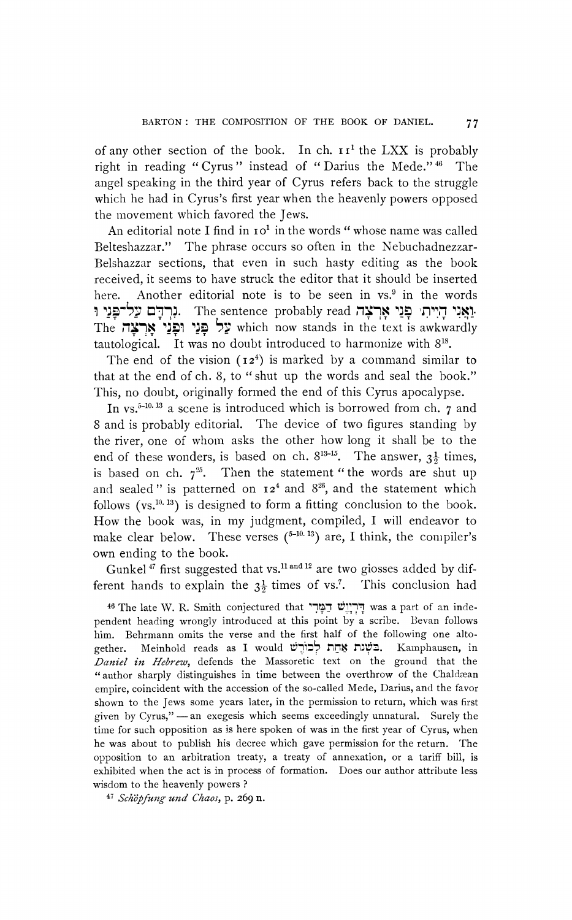of any other section of the book. In ch. 11[1] the LXX is probably right in reading "Cyrus" instead of "Darius the Mede."[46] The angel speaking in the third year of Cyrus refers back to the struggle which he had in Cyrus's first year when the heavenly powers opposed the movement which favored the Jews.

An editorial note I find in 10[1] in the words "whose name was called Belteshazzar." The phrase occurs so often in the Nebuchadnezzar-Belshazzar sections, that even in such hasty editing as the book received, it seems to have struck the editor that it should be inserted here. Another editorial note is to be seen in vs.[9] in the words נִרְדָּם עַל־פָּנַי וּ. The sentence probably read וַאֲנִי הָיִיתִי פָּנַי אָרְצָה. The עַל פָּנַי וּפָנַי אָרְצָה which now stands in the text is awkwardly tautological. It was no doubt introduced to harmonize with 8[18].

The end of the vision (12[4]) is marked by a command similar to that at the end of ch. 8, to "shut up the words and seal the book." This, no doubt, originally formed the end of this Cyrus apocalypse.

In vs.[5-10, 13] a scene is introduced which is borrowed from ch. 7 and 8 and is probably editorial. The device of two figures standing by the river, one of whom asks the other how long it shall be to the end of these wonders, is based on ch. 8[13-15]. The answer, $3\frac{1}{2}$ times, is based on ch. 7[25]. Then the statement "the words are shut up and sealed" is patterned on 12[4] and 8[26], and the statement which follows (vs.[10, 13]) is designed to form a fitting conclusion to the book. How the book was, in my judgment, compiled, I will endeavor to make clear below. These verses ([5-10, 13]) are, I think, the compiler's own ending to the book.

Gunkel[47] first suggested that vs.[11 and 12] are two glosses added by different hands to explain the $3\frac{1}{2}$ times of vs.[7]. This conclusion had

---

[46] The late W. R. Smith conjectured that דָּרְיָוֶשׁ הַמָּדִי was a part of an independent heading wrongly introduced at this point by a scribe. Bevan follows him. Behrmann omits the verse and the first half of the following one altogether. Meinhold reads as I would בִּשְׁנַת אַחַת לְכוֹרֶשׁ. Kamphausen, in *Daniel in Hebrew*, defends the Massoretic text on the ground that the "author sharply distinguishes in time between the overthrow of the Chaldæan empire, coincident with the accession of the so-called Mede, Darius, and the favor shown to the Jews some years later, in the permission to return, which was first given by Cyrus," — an exegesis which seems exceedingly unnatural. Surely the time for such opposition as is here spoken of was in the first year of Cyrus, when he was about to publish his decree which gave permission for the return. The opposition to an arbitration treaty, a treaty of annexation, or a tariff bill, is exhibited when the act is in process of formation. Does our author attribute less wisdom to the heavenly powers?

[47] *Schöpfung und Chaos*, p. 269 n.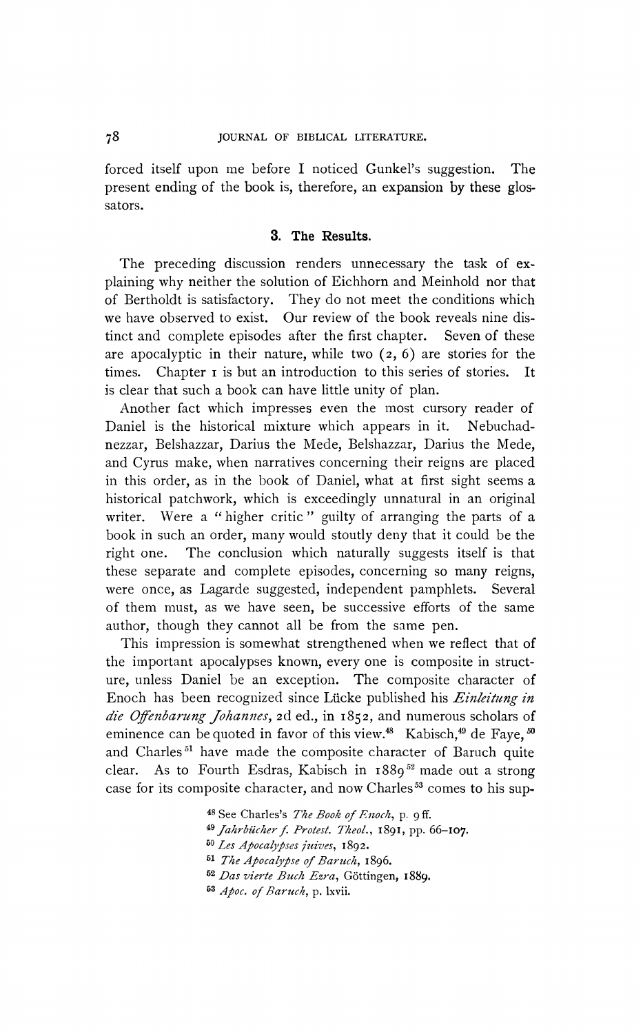forced itself upon me before I noticed Gunkel's suggestion. The present ending of the book is, therefore, an expansion by these glossators.

### 3. The Results.

The preceding discussion renders unnecessary the task of explaining why neither the solution of Eichhorn and Meinhold nor that of Bertholdt is satisfactory. They do not meet the conditions which we have observed to exist. Our review of the book reveals nine distinct and complete episodes after the first chapter. Seven of these are apocalyptic in their nature, while two (2, 6) are stories for the times. Chapter 1 is but an introduction to this series of stories. It is clear that such a book can have little unity of plan.

Another fact which impresses even the most cursory reader of Daniel is the historical mixture which appears in it. Nebuchadnezzar, Belshazzar, Darius the Mede, Belshazzar, Darius the Mede, and Cyrus make, when narratives concerning their reigns are placed in this order, as in the book of Daniel, what at first sight seems a historical patchwork, which is exceedingly unnatural in an original writer. Were a "higher critic" guilty of arranging the parts of a book in such an order, many would stoutly deny that it could be the right one. The conclusion which naturally suggests itself is that these separate and complete episodes, concerning so many reigns, were once, as Lagarde suggested, independent pamphlets. Several of them must, as we have seen, be successive efforts of the same author, though they cannot all be from the same pen.

This impression is somewhat strengthened when we reflect that of the important apocalypses known, every one is composite in structure, unless Daniel be an exception. The composite character of Enoch has been recognized since Lücke published his *Einleitung in die Offenbarung Johannes*, 2d ed., in 1852, and numerous scholars of eminence can be quoted in favor of this view.[48] Kabisch,[49] de Faye,[50] and Charles[51] have made the composite character of Baruch quite clear. As to Fourth Esdras, Kabisch in 1889[52] made out a strong case for its composite character, and now Charles[53] comes to his sup-

[48] See Charles's *The Book of Enoch*, p. 9 ff.

[49] *Jahrbücher f. Protest. Theol.*, 1891, pp. 66–107.

[50] *Les Apocalypses juives*, 1892.

[51] *The Apocalypse of Baruch*, 1896.

[52] *Das vierte Buch Ezra*, Göttingen, 1889.

[53] *Apoc. of Baruch*, p. lxvii.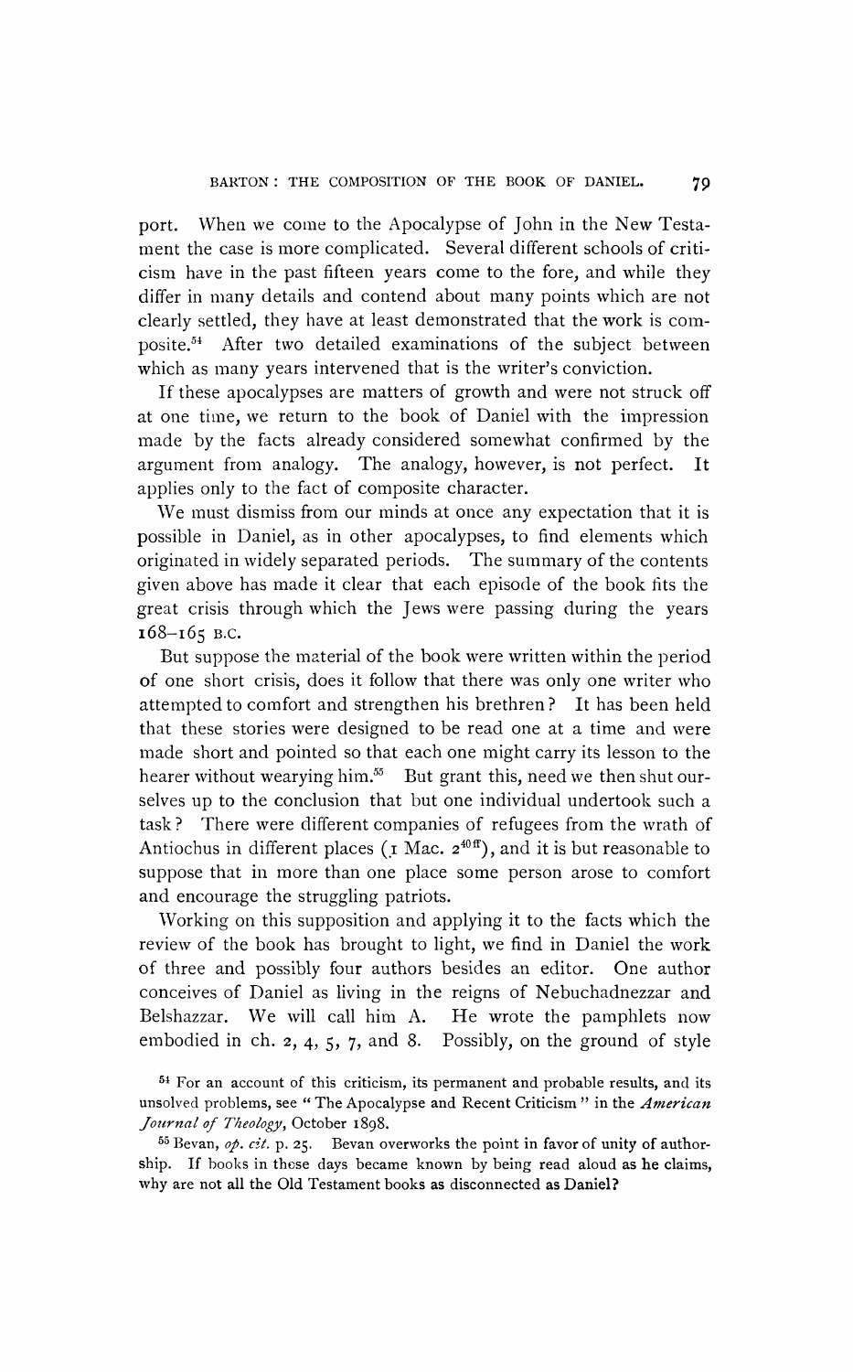port. When we come to the Apocalypse of John in the New Testament the case is more complicated. Several different schools of criticism have in the past fifteen years come to the fore, and while they differ in many details and contend about many points which are not clearly settled, they have at least demonstrated that the work is composite.[54] After two detailed examinations of the subject between which as many years intervened that is the writer's conviction.

If these apocalypses are matters of growth and were not struck off at one time, we return to the book of Daniel with the impression made by the facts already considered somewhat confirmed by the argument from analogy. The analogy, however, is not perfect. It applies only to the fact of composite character.

We must dismiss from our minds at once any expectation that it is possible in Daniel, as in other apocalypses, to find elements which originated in widely separated periods. The summary of the contents given above has made it clear that each episode of the book fits the great crisis through which the Jews were passing during the years 168–165 B.C.

But suppose the material of the book were written within the period of one short crisis, does it follow that there was only one writer who attempted to comfort and strengthen his brethren? It has been held that these stories were designed to be read one at a time and were made short and pointed so that each one might carry its lesson to the hearer without wearying him.[55] But grant this, need we then shut ourselves up to the conclusion that but one individual undertook such a task? There were different companies of refugees from the wrath of Antiochus in different places (1 Mac. 2[40ff]), and it is but reasonable to suppose that in more than one place some person arose to comfort and encourage the struggling patriots.

Working on this supposition and applying it to the facts which the review of the book has brought to light, we find in Daniel the work of three and possibly four authors besides an editor. One author conceives of Daniel as living in the reigns of Nebuchadnezzar and Belshazzar. We will call him A. He wrote the pamphlets now embodied in ch. 2, 4, 5, 7, and 8. Possibly, on the ground of style

[54] For an account of this criticism, its permanent and probable results, and its unsolved problems, see "The Apocalypse and Recent Criticism" in the *American Journal of Theology*, October 1898.

[55] Bevan, *op. cit.* p. 25. Bevan overworks the point in favor of unity of authorship. If books in these days became known by being read aloud as he claims, why are not all the Old Testament books as disconnected as Daniel?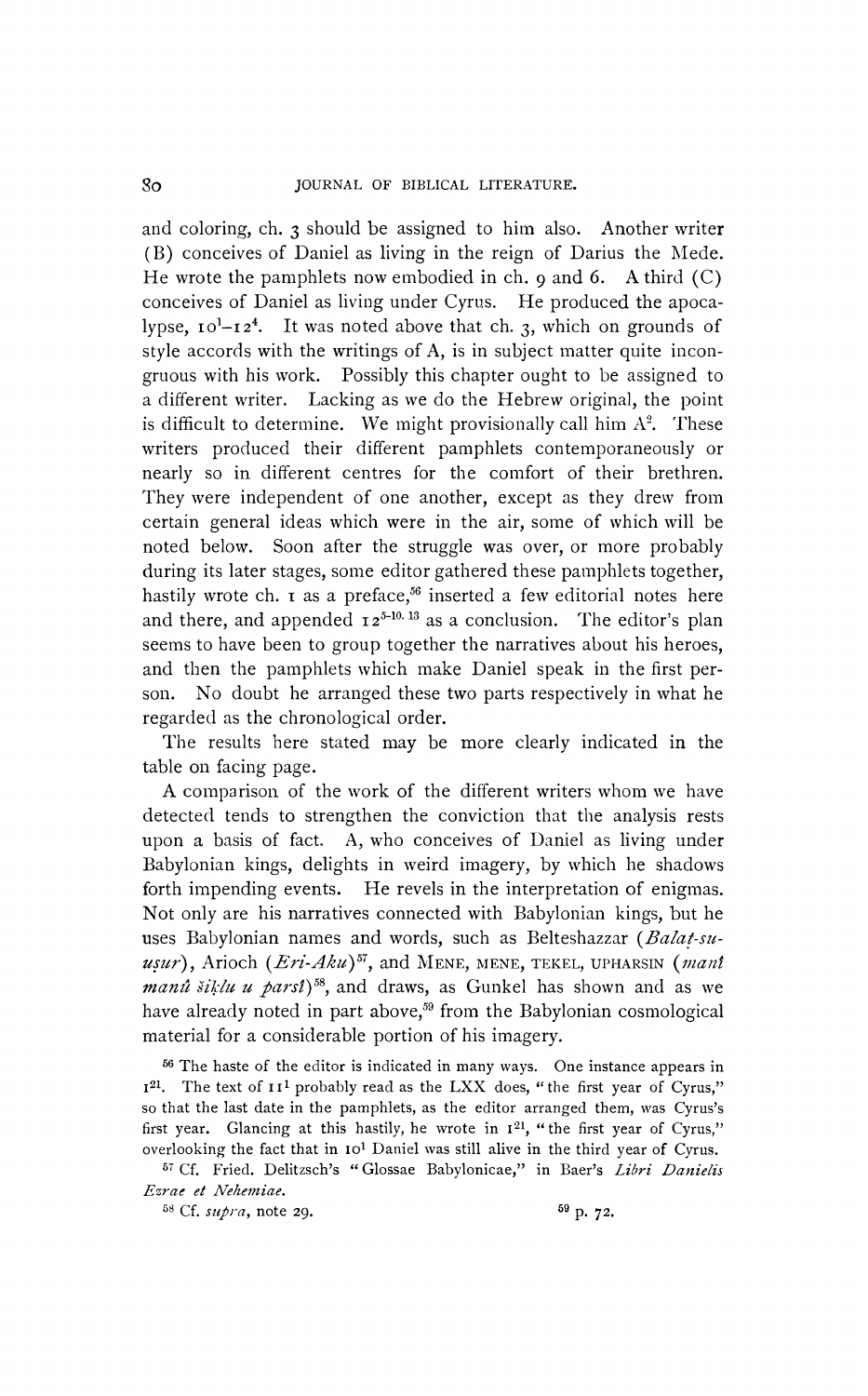and coloring, ch. 3 should be assigned to him also. Another writer (B) conceives of Daniel as living in the reign of Darius the Mede. He wrote the pamphlets now embodied in ch. 9 and 6. A third (C) conceives of Daniel as living under Cyrus. He produced the apocalypse, $10^1$–$12^4$. It was noted above that ch. 3, which on grounds of style accords with the writings of A, is in subject matter quite incongruous with his work. Possibly this chapter ought to be assigned to a different writer. Lacking as we do the Hebrew original, the point is difficult to determine. We might provisionally call him $A^2$. These writers produced their different pamphlets contemporaneously or nearly so in different centres for the comfort of their brethren. They were independent of one another, except as they drew from certain general ideas which were in the air, some of which will be noted below. Soon after the struggle was over, or more probably during its later stages, some editor gathered these pamphlets together, hastily wrote ch. 1 as a preface,[56] inserted a few editorial notes here and there, and appended $12^{5\text{-}10.\ 13}$ as a conclusion. The editor's plan seems to have been to group together the narratives about his heroes, and then the pamphlets which make Daniel speak in the first person. No doubt he arranged these two parts respectively in what he regarded as the chronological order.

The results here stated may be more clearly indicated in the table on facing page.

A comparison of the work of the different writers whom we have detected tends to strengthen the conviction that the analysis rests upon a basis of fact. A, who conceives of Daniel as living under Babylonian kings, delights in weird imagery, by which he shadows forth impending events. He revels in the interpretation of enigmas. Not only are his narratives connected with Babylonian kings, but he uses Babylonian names and words, such as Belteshazzar (*Balaṭ-su-uṣur*), Arioch (*Eri-Aku*)[57], and MENE, MENE, TEKEL, UPHARSIN (*manî manû šiḳlu u parsî*)[58], and draws, as Gunkel has shown and as we have already noted in part above,[59] from the Babylonian cosmological material for a considerable portion of his imagery.

[56] The haste of the editor is indicated in many ways. One instance appears in $1^{21}$. The text of $11^1$ probably read as the LXX does, "the first year of Cyrus," so that the last date in the pamphlets, as the editor arranged them, was Cyrus's first year. Glancing at this hastily, he wrote in $1^{21}$, "the first year of Cyrus," overlooking the fact that in $10^1$ Daniel was still alive in the third year of Cyrus.

[57] Cf. Fried. Delitzsch's "Glossae Babylonicae," in Baer's *Libri Danielis Ezrae et Nehemiae*.

[58] Cf. *supra*, note 29.

[59] p. 72.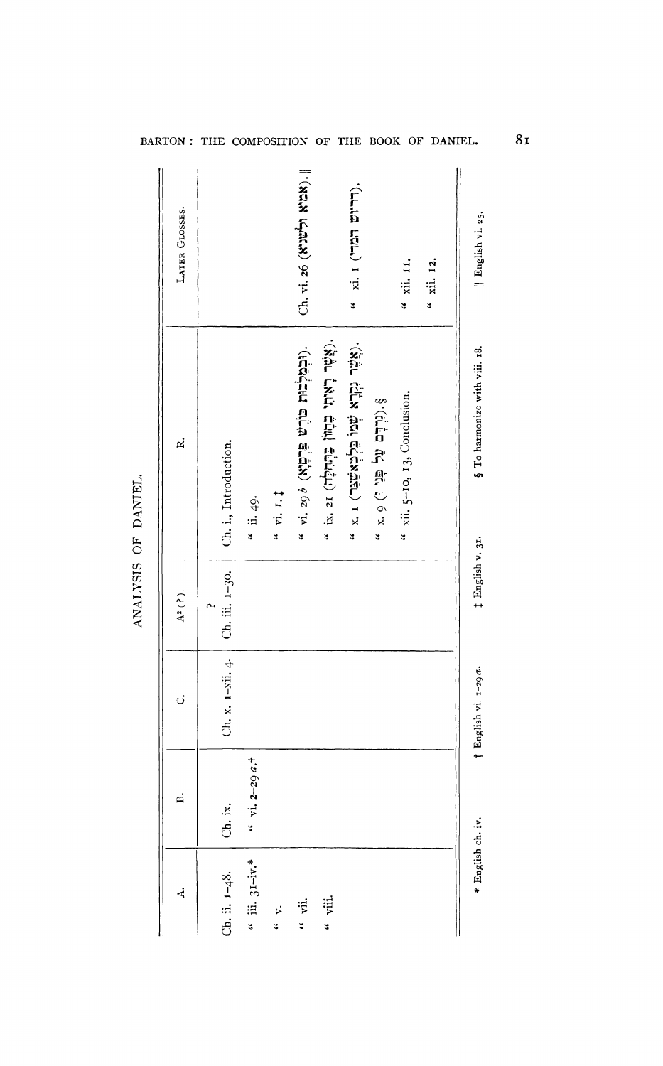## ANALYSIS OF DANIEL.

| A. | B. | C. | A² (?). | R. | LATER GLOSSES. |
|---|---|---|---|---|---|
| Ch. ii. 1–48. | Ch. ix. | Ch. x. 1–xii. 4 | ? Ch. iii. 1–30. | Ch. i., Introduction. | |
| " iii. 31–iv.* | " vi. 2–29 *a*.† | | | " ii. 49. | |
| " v. | | | | " vi. 1.‡ | |
| " vii. | | | | " vi. 29 *b* (וּבְמַלְכוּת כּוֹרֶשׁ פָּרְסָיָא). | Ch. vi. 26 (אָמַיָּא וְלִשָּׁנַיָּא).‖ |
| " viii. | | | | " ix. 21 (אֲשֶׁר רָאִיתִי בֶחָזוֹן בַּתְּחִלָּה). | |
| | | | | " x. 1 (אֲשֶׁר נִקְרָא שְׁמוֹ בֵּלְטְשַׁאצַּר). | " xi. 1 (דָּרְיָוֶשׁ הַמָּדִי). |
| | | | | " x. 9 (? נִרְדָּם עַל פָּנַי).§ | |
| | | | | " xii. 5–10, 13, Conclusion. | " xii. 11. |
| | | | | | " xii. 12. |

\* English ch. iv. † English vi. 1–29 *a*. ‡ English v. 31. § To harmonize with viii. 18. ‖ English vi. 25.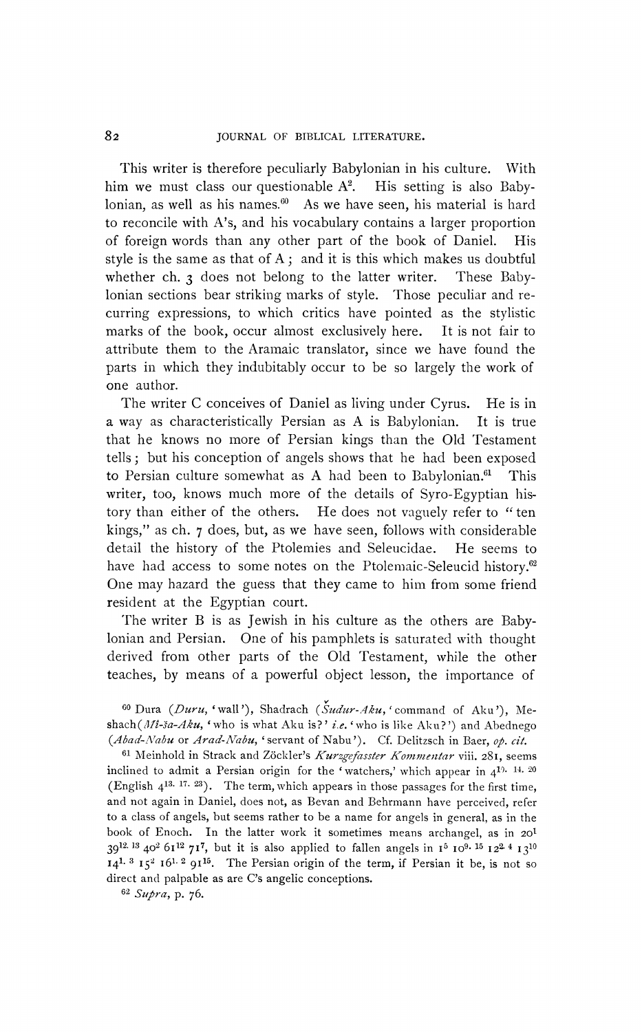This writer is therefore peculiarly Babylonian in his culture. With him we must class our questionable $A^2$. His setting is also Babylonian, as well as his names.[60] As we have seen, his material is hard to reconcile with A's, and his vocabulary contains a larger proportion of foreign words than any other part of the book of Daniel. His style is the same as that of A; and it is this which makes us doubtful whether ch. 3 does not belong to the latter writer. These Babylonian sections bear striking marks of style. Those peculiar and recurring expressions, to which critics have pointed as the stylistic marks of the book, occur almost exclusively here. It is not fair to attribute them to the Aramaic translator, since we have found the parts in which they indubitably occur to be so largely the work of one author.

The writer C conceives of Daniel as living under Cyrus. He is in a way as characteristically Persian as A is Babylonian. It is true that he knows no more of Persian kings than the Old Testament tells; but his conception of angels shows that he had been exposed to Persian culture somewhat as A had been to Babylonian.[61] This writer, too, knows much more of the details of Syro-Egyptian history than either of the others. He does not vaguely refer to "ten kings," as ch. 7 does, but, as we have seen, follows with considerable detail the history of the Ptolemies and Seleucidae. He seems to have had access to some notes on the Ptolemaic-Seleucid history.[62] One may hazard the guess that they came to him from some friend resident at the Egyptian court.

The writer B is as Jewish in his culture as the others are Babylonian and Persian. One of his pamphlets is saturated with thought derived from other parts of the Old Testament, while the other teaches, by means of a powerful object lesson, the importance of

---

[60] Dura (*Duru*, 'wall'), Shadrach (*Šudur-Aku*, 'command of Aku'), Meshach (*Mî-ša-Aku*, 'who is what Aku is?' *i.e.* 'who is like Aku?') and Abednego (*Abad-Nabu* or *Arad-Nabu*, 'servant of Nabu'). Cf. Delitzsch in Baer, *op. cit.*

[61] Meinhold in Strack and Zöckler's *Kurzgefasster Kommentar* viii. 281, seems inclined to admit a Persian origin for the 'watchers,' which appear in $4^{10.\ 14.\ 20}$ (English $4^{13.\ 17.\ 23}$). The term, which appears in those passages for the first time, and not again in Daniel, does not, as Bevan and Behrmann have perceived, refer to a class of angels, but seems rather to be a name for angels in general, as in the book of Enoch. In the latter work it sometimes means archangel, as in $20^1$ $39^{12.\ 13}$ $40^2$ $61^{12}$ $71^7$, but it is also applied to fallen angels in $1^5$ $10^{9.\ 15}$ $12^{2.\ 4}$ $13^{10}$ $14^{1.\ 3}$ $15^2$ $16^{1.\ 2}$ $91^{15}$. The Persian origin of the term, if Persian it be, is not so direct and palpable as are C's angelic conceptions.

[62] *Supra*, p. 76.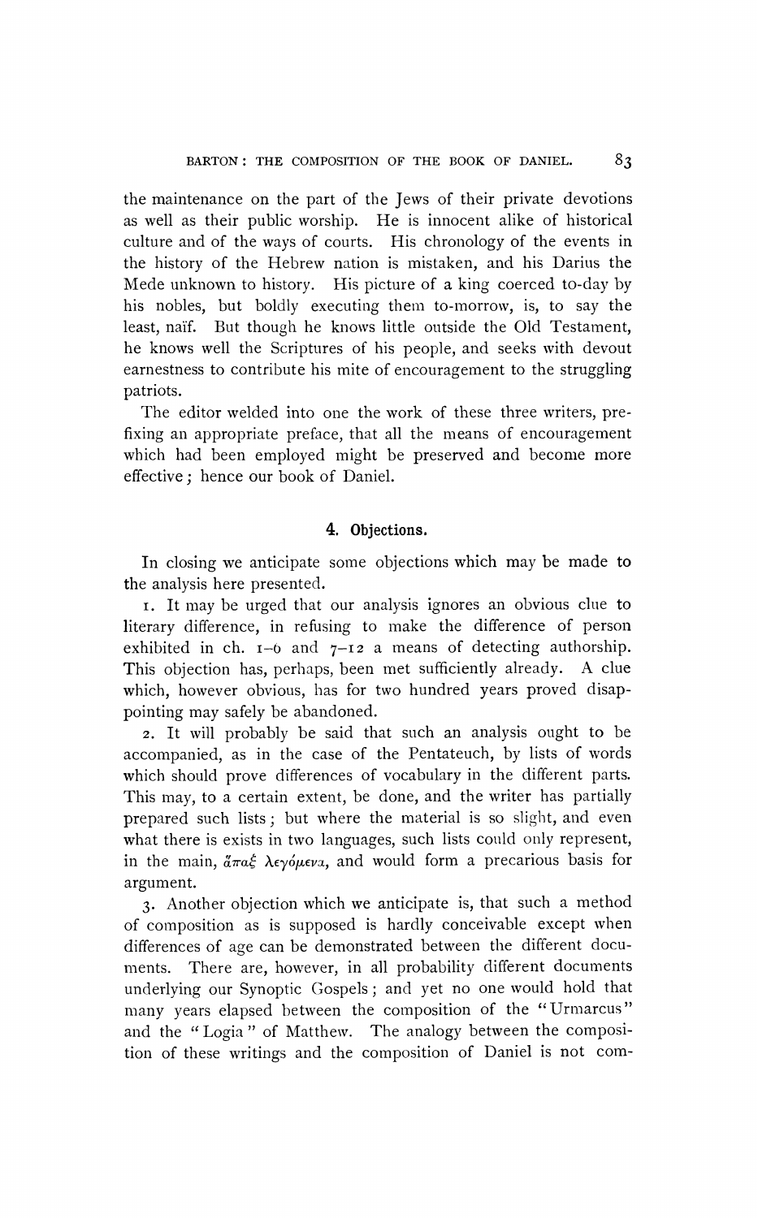the maintenance on the part of the Jews of their private devotions as well as their public worship. He is innocent alike of historical culture and of the ways of courts. His chronology of the events in the history of the Hebrew nation is mistaken, and his Darius the Mede unknown to history. His picture of a king coerced to-day by his nobles, but boldly executing them to-morrow, is, to say the least, naïf. But though he knows little outside the Old Testament, he knows well the Scriptures of his people, and seeks with devout earnestness to contribute his mite of encouragement to the struggling patriots.

The editor welded into one the work of these three writers, prefixing an appropriate preface, that all the means of encouragement which had been employed might be preserved and become more effective; hence our book of Daniel.

### 4. Objections.

In closing we anticipate some objections which may be made to the analysis here presented.

1. It may be urged that our analysis ignores an obvious clue to literary difference, in refusing to make the difference of person exhibited in ch. 1–6 and 7–12 a means of detecting authorship. This objection has, perhaps, been met sufficiently already. A clue which, however obvious, has for two hundred years proved disappointing may safely be abandoned.

2. It will probably be said that such an analysis ought to be accompanied, as in the case of the Pentateuch, by lists of words which should prove differences of vocabulary in the different parts. This may, to a certain extent, be done, and the writer has partially prepared such lists; but where the material is so slight, and even what there is exists in two languages, such lists could only represent, in the main, *ἅπαξ λεγόμενα*, and would form a precarious basis for argument.

3. Another objection which we anticipate is, that such a method of composition as is supposed is hardly conceivable except when differences of age can be demonstrated between the different documents. There are, however, in all probability different documents underlying our Synoptic Gospels; and yet no one would hold that many years elapsed between the composition of the "Urmarcus" and the "Logia" of Matthew. The analogy between the composition of these writings and the composition of Daniel is not com-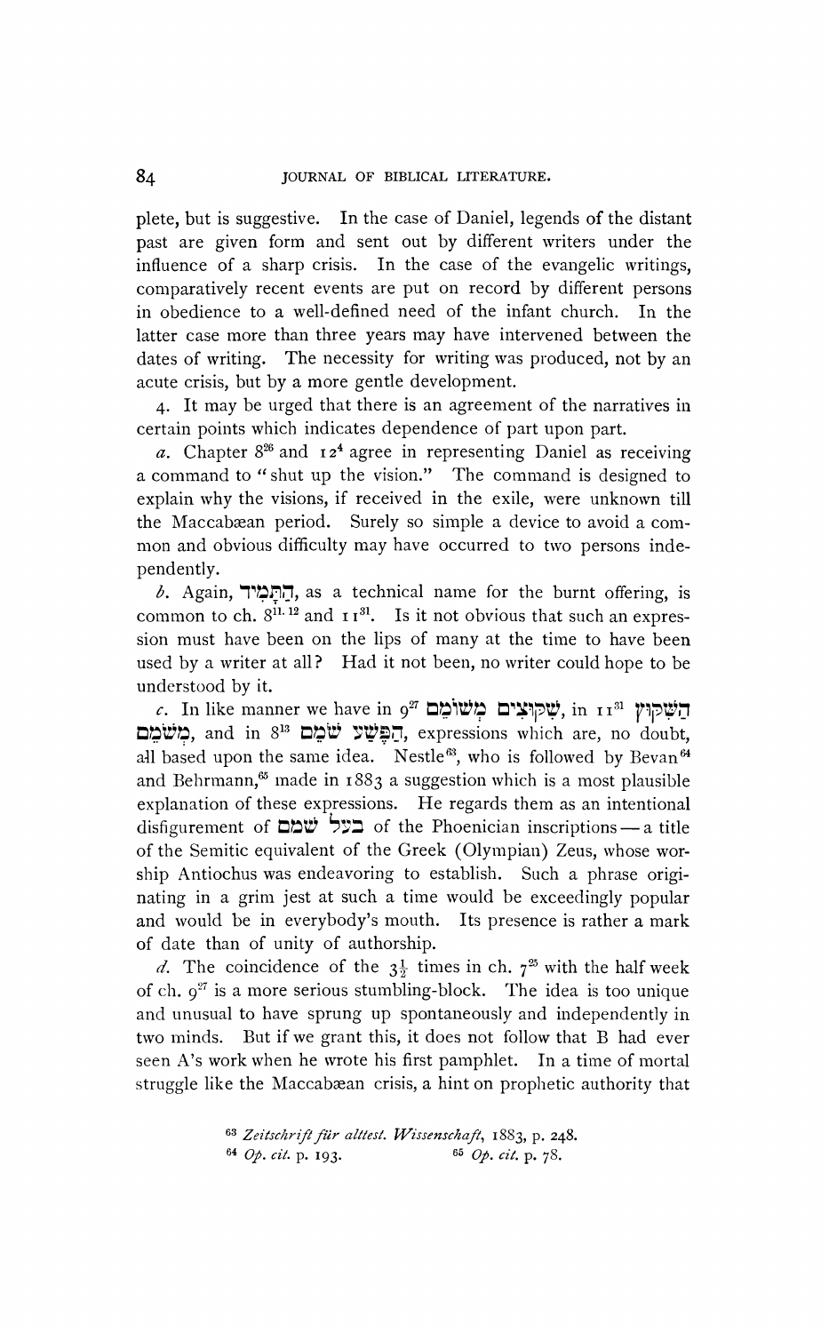plete, but is suggestive. In the case of Daniel, legends of the distant past are given form and sent out by different writers under the influence of a sharp crisis. In the case of the evangelic writings, comparatively recent events are put on record by different persons in obedience to a well-defined need of the infant church. In the latter case more than three years may have intervened between the dates of writing. The necessity for writing was produced, not by an acute crisis, but by a more gentle development.

4. It may be urged that there is an agreement of the narratives in certain points which indicates dependence of part upon part.

*a.* Chapter 8[26] and 12[4] agree in representing Daniel as receiving a command to "shut up the vision." The command is designed to explain why the visions, if received in the exile, were unknown till the Maccabæan period. Surely so simple a device to avoid a common and obvious difficulty may have occurred to two persons independently.

*b.* Again, הַתָּמִיד, as a technical name for the burnt offering, is common to ch. 8[11, 12] and 11[31]. Is it not obvious that such an expression must have been on the lips of many at the time to have been used by a writer at all? Had it not been, no writer could hope to be understood by it.

*c.* In like manner we have in 9[27] שִׁקּוּצִים מְשֹׁמֵם, in 11[31] הַשִּׁקּוּץ מְשֹׁמֵם, and in 8[13] הַפֶּשַׁע שֹׁמֵם, expressions which are, no doubt, all based upon the same idea. Nestle[63], who is followed by Bevan[64] and Behrmann,[65] made in 1883 a suggestion which is a most plausible explanation of these expressions. He regards them as an intentional disfigurement of בעל שמם of the Phoenician inscriptions — a title of the Semitic equivalent of the Greek (Olympian) Zeus, whose worship Antiochus was endeavoring to establish. Such a phrase originating in a grim jest at such a time would be exceedingly popular and would be in everybody's mouth. Its presence is rather a mark of date than of unity of authorship.

*d.* The coincidence of the $3\frac{1}{2}$ times in ch. 7[25] with the half week of ch. 9[27] is a more serious stumbling-block. The idea is too unique and unusual to have sprung up spontaneously and independently in two minds. But if we grant this, it does not follow that B had ever seen A's work when he wrote his first pamphlet. In a time of mortal struggle like the Maccabæan crisis, a hint on prophetic authority that

[63] *Zeitschrift für alttest. Wissenschaft*, 1883, p. 248.

[64] *Op. cit.* p. 193.

[65] *Op. cit.* p. 78.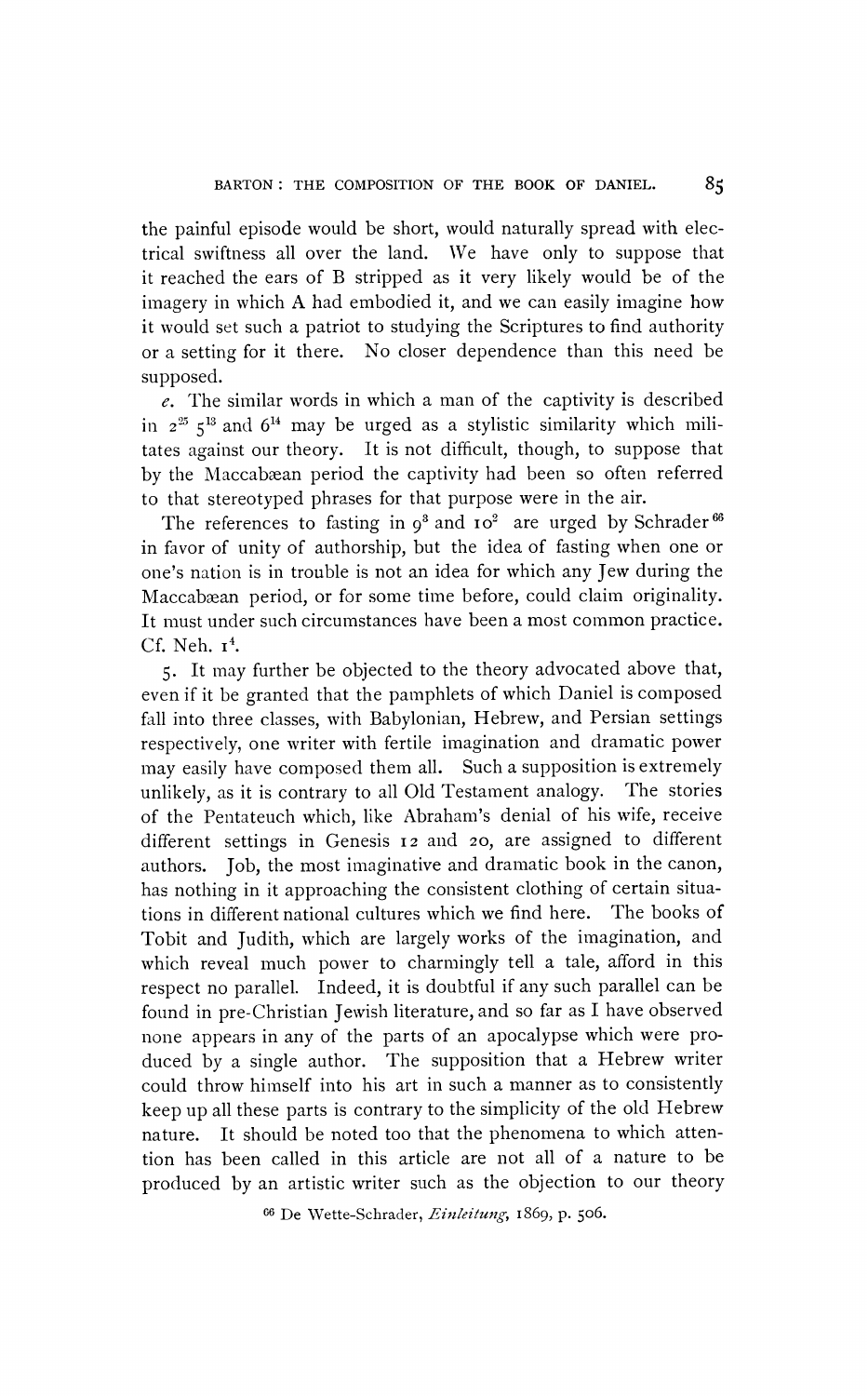the painful episode would be short, would naturally spread with electrical swiftness all over the land. We have only to suppose that it reached the ears of B stripped as it very likely would be of the imagery in which A had embodied it, and we can easily imagine how it would set such a patriot to studying the Scriptures to find authority or a setting for it there. No closer dependence than this need be supposed.

*e*. The similar words in which a man of the captivity is described in $2^{25}$ $5^{13}$ and $6^{14}$ may be urged as a stylistic similarity which militates against our theory. It is not difficult, though, to suppose that by the Maccabæan period the captivity had been so often referred to that stereotyped phrases for that purpose were in the air.

The references to fasting in $9^{3}$ and $10^{2}$ are urged by Schrader[66] in favor of unity of authorship, but the idea of fasting when one or one's nation is in trouble is not an idea for which any Jew during the Maccabæan period, or for some time before, could claim originality. It must under such circumstances have been a most common practice. Cf. Neh. $1^{4}$.

5. It may further be objected to the theory advocated above that, even if it be granted that the pamphlets of which Daniel is composed fall into three classes, with Babylonian, Hebrew, and Persian settings respectively, one writer with fertile imagination and dramatic power may easily have composed them all. Such a supposition is extremely unlikely, as it is contrary to all Old Testament analogy. The stories of the Pentateuch which, like Abraham's denial of his wife, receive different settings in Genesis 12 and 20, are assigned to different authors. Job, the most imaginative and dramatic book in the canon, has nothing in it approaching the consistent clothing of certain situations in different national cultures which we find here. The books of Tobit and Judith, which are largely works of the imagination, and which reveal much power to charmingly tell a tale, afford in this respect no parallel. Indeed, it is doubtful if any such parallel can be found in pre-Christian Jewish literature, and so far as I have observed none appears in any of the parts of an apocalypse which were produced by a single author. The supposition that a Hebrew writer could throw himself into his art in such a manner as to consistently keep up all these parts is contrary to the simplicity of the old Hebrew nature. It should be noted too that the phenomena to which attention has been called in this article are not all of a nature to be produced by an artistic writer such as the objection to our theory

[66] De Wette-Schrader, *Einleitung*, 1869, p. 506.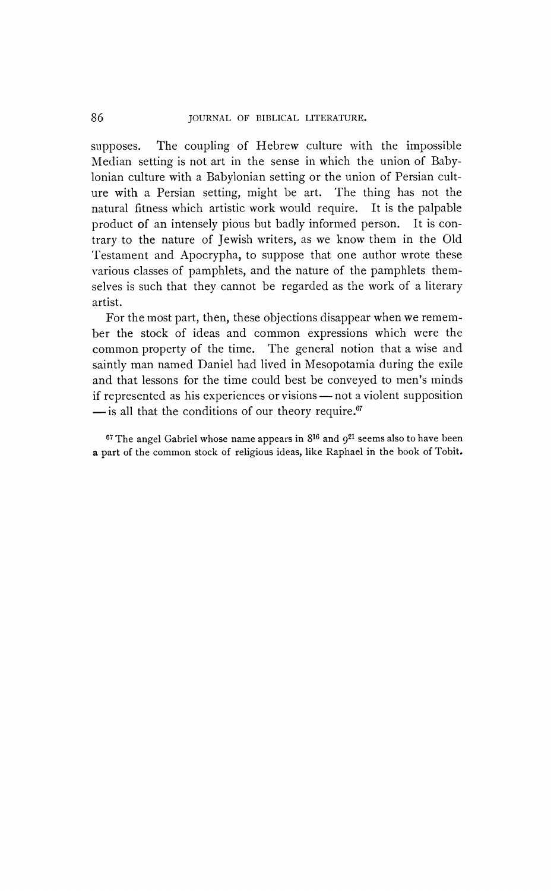supposes. The coupling of Hebrew culture with the impossible Median setting is not art in the sense in which the union of Babylonian culture with a Babylonian setting or the union of Persian culture with a Persian setting, might be art. The thing has not the natural fitness which artistic work would require. It is the palpable product of an intensely pious but badly informed person. It is contrary to the nature of Jewish writers, as we know them in the Old Testament and Apocrypha, to suppose that one author wrote these various classes of pamphlets, and the nature of the pamphlets themselves is such that they cannot be regarded as the work of a literary artist.

For the most part, then, these objections disappear when we remember the stock of ideas and common expressions which were the common property of the time. The general notion that a wise and saintly man named Daniel had lived in Mesopotamia during the exile and that lessons for the time could best be conveyed to men's minds if represented as his experiences or visions — not a violent supposition — is all that the conditions of our theory require.[67]

[67] The angel Gabriel whose name appears in $8^{16}$ and $9^{21}$ seems also to have been a part of the common stock of religious ideas, like Raphael in the book of Tobit.